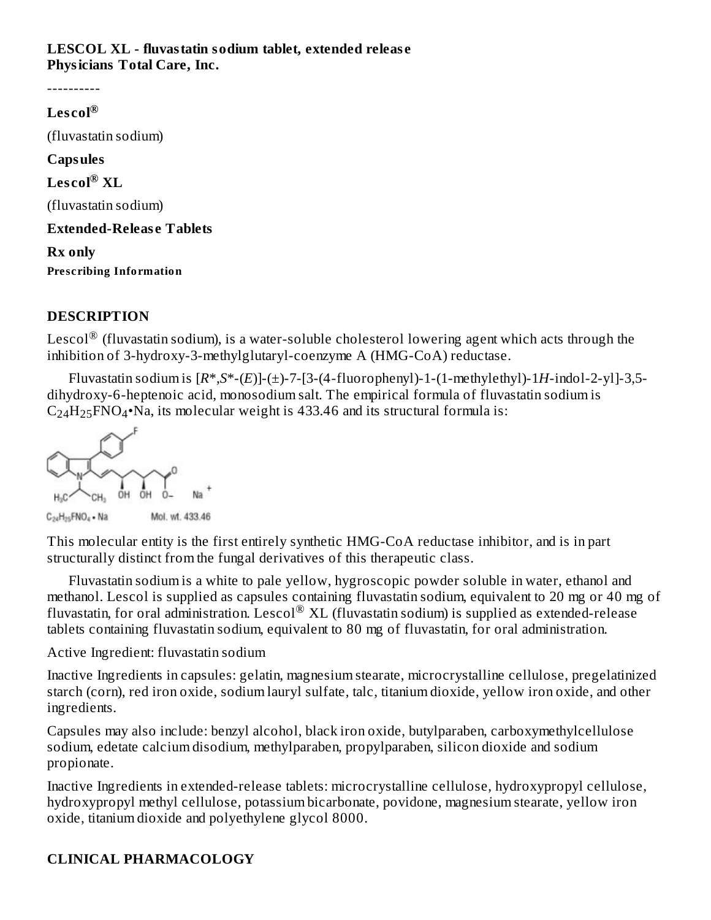**LESCOL XL - fluvastatin sodium tablet, extended release**
**Physicians Total Care, Inc.**

----------

**Lescol®**

(fluvastatin sodium)

**Capsules**

**Lescol® XL**

(fluvastatin sodium)

**Extended-Release Tablets**

**Rx only**

**Prescribing Information**

## DESCRIPTION

Lescol® (fluvastatin sodium), is a water-soluble cholesterol lowering agent which acts through the inhibition of 3-hydroxy-3-methylglutaryl-coenzyme A (HMG-CoA) reductase.

Fluvastatin sodium is [*R**,*S**-(*E*)]-(±)-7-[3-(4-fluorophenyl)-1-(1-methylethyl)-1*H*-indol-2-yl]-3,5-dihydroxy-6-heptenoic acid, monosodium salt. The empirical formula of fluvastatin sodium is $C_{24}H_{25}FNO_4$•Na, its molecular weight is 433.46 and its structural formula is:

$C_{24}H_{25}FNO_4$ • Na    Mol. wt. 433.46

This molecular entity is the first entirely synthetic HMG-CoA reductase inhibitor, and is in part structurally distinct from the fungal derivatives of this therapeutic class.

Fluvastatin sodium is a white to pale yellow, hygroscopic powder soluble in water, ethanol and methanol. Lescol is supplied as capsules containing fluvastatin sodium, equivalent to 20 mg or 40 mg of fluvastatin, for oral administration. Lescol® XL (fluvastatin sodium) is supplied as extended-release tablets containing fluvastatin sodium, equivalent to 80 mg of fluvastatin, for oral administration.

Active Ingredient: fluvastatin sodium

Inactive Ingredients in capsules: gelatin, magnesium stearate, microcrystalline cellulose, pregelatinized starch (corn), red iron oxide, sodium lauryl sulfate, talc, titanium dioxide, yellow iron oxide, and other ingredients.

Capsules may also include: benzyl alcohol, black iron oxide, butylparaben, carboxymethylcellulose sodium, edetate calcium disodium, methylparaben, propylparaben, silicon dioxide and sodium propionate.

Inactive Ingredients in extended-release tablets: microcrystalline cellulose, hydroxypropyl cellulose, hydroxypropyl methyl cellulose, potassium bicarbonate, povidone, magnesium stearate, yellow iron oxide, titanium dioxide and polyethylene glycol 8000.

## CLINICAL PHARMACOLOGY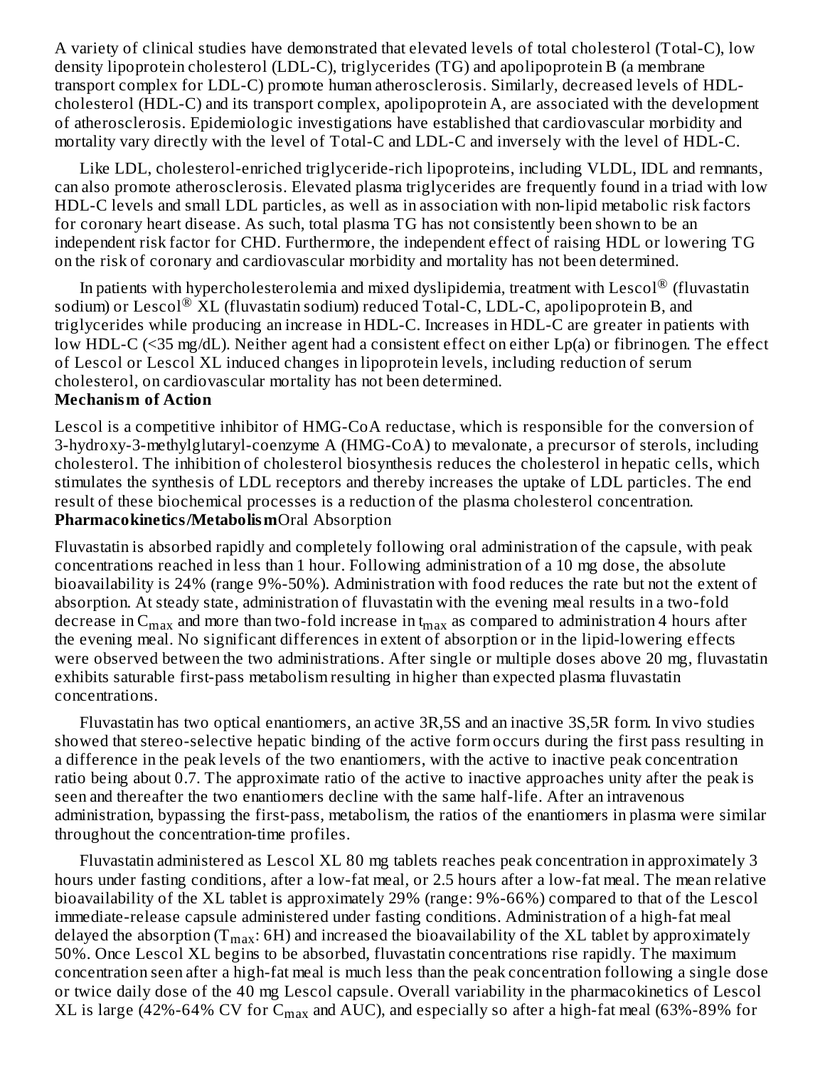A variety of clinical studies have demonstrated that elevated levels of total cholesterol (Total-C), low density lipoprotein cholesterol (LDL-C), triglycerides (TG) and apolipoprotein B (a membrane transport complex for LDL-C) promote human atherosclerosis. Similarly, decreased levels of HDL-cholesterol (HDL-C) and its transport complex, apolipoprotein A, are associated with the development of atherosclerosis. Epidemiologic investigations have established that cardiovascular morbidity and mortality vary directly with the level of Total-C and LDL-C and inversely with the level of HDL-C.

Like LDL, cholesterol-enriched triglyceride-rich lipoproteins, including VLDL, IDL and remnants, can also promote atherosclerosis. Elevated plasma triglycerides are frequently found in a triad with low HDL-C levels and small LDL particles, as well as in association with non-lipid metabolic risk factors for coronary heart disease. As such, total plasma TG has not consistently been shown to be an independent risk factor for CHD. Furthermore, the independent effect of raising HDL or lowering TG on the risk of coronary and cardiovascular morbidity and mortality has not been determined.

In patients with hypercholesterolemia and mixed dyslipidemia, treatment with Lescol® (fluvastatin sodium) or Lescol® XL (fluvastatin sodium) reduced Total-C, LDL-C, apolipoprotein B, and triglycerides while producing an increase in HDL-C. Increases in HDL-C are greater in patients with low HDL-C (<35 mg/dL). Neither agent had a consistent effect on either Lp(a) or fibrinogen. The effect of Lescol or Lescol XL induced changes in lipoprotein levels, including reduction of serum cholesterol, on cardiovascular mortality has not been determined.

**Mechanism of Action**

Lescol is a competitive inhibitor of HMG-CoA reductase, which is responsible for the conversion of 3-hydroxy-3-methylglutaryl-coenzyme A (HMG-CoA) to mevalonate, a precursor of sterols, including cholesterol. The inhibition of cholesterol biosynthesis reduces the cholesterol in hepatic cells, which stimulates the synthesis of LDL receptors and thereby increases the uptake of LDL particles. The end result of these biochemical processes is a reduction of the plasma cholesterol concentration.

**Pharmacokinetics/Metabolism** Oral Absorption

Fluvastatin is absorbed rapidly and completely following oral administration of the capsule, with peak concentrations reached in less than 1 hour. Following administration of a 10 mg dose, the absolute bioavailability is 24% (range 9%-50%). Administration with food reduces the rate but not the extent of absorption. At steady state, administration of fluvastatin with the evening meal results in a two-fold decrease in $C_{max}$ and more than two-fold increase in $t_{max}$ as compared to administration 4 hours after the evening meal. No significant differences in extent of absorption or in the lipid-lowering effects were observed between the two administrations. After single or multiple doses above 20 mg, fluvastatin exhibits saturable first-pass metabolism resulting in higher than expected plasma fluvastatin concentrations.

Fluvastatin has two optical enantiomers, an active 3R,5S and an inactive 3S,5R form. In vivo studies showed that stereo-selective hepatic binding of the active form occurs during the first pass resulting in a difference in the peak levels of the two enantiomers, with the active to inactive peak concentration ratio being about 0.7. The approximate ratio of the active to inactive approaches unity after the peak is seen and thereafter the two enantiomers decline with the same half-life. After an intravenous administration, bypassing the first-pass, metabolism, the ratios of the enantiomers in plasma were similar throughout the concentration-time profiles.

Fluvastatin administered as Lescol XL 80 mg tablets reaches peak concentration in approximately 3 hours under fasting conditions, after a low-fat meal, or 2.5 hours after a low-fat meal. The mean relative bioavailability of the XL tablet is approximately 29% (range: 9%-66%) compared to that of the Lescol immediate-release capsule administered under fasting conditions. Administration of a high-fat meal delayed the absorption ($T_{max}$: 6H) and increased the bioavailability of the XL tablet by approximately 50%. Once Lescol XL begins to be absorbed, fluvastatin concentrations rise rapidly. The maximum concentration seen after a high-fat meal is much less than the peak concentration following a single dose or twice daily dose of the 40 mg Lescol capsule. Overall variability in the pharmacokinetics of Lescol XL is large (42%-64% CV for $C_{max}$ and AUC), and especially so after a high-fat meal (63%-89% for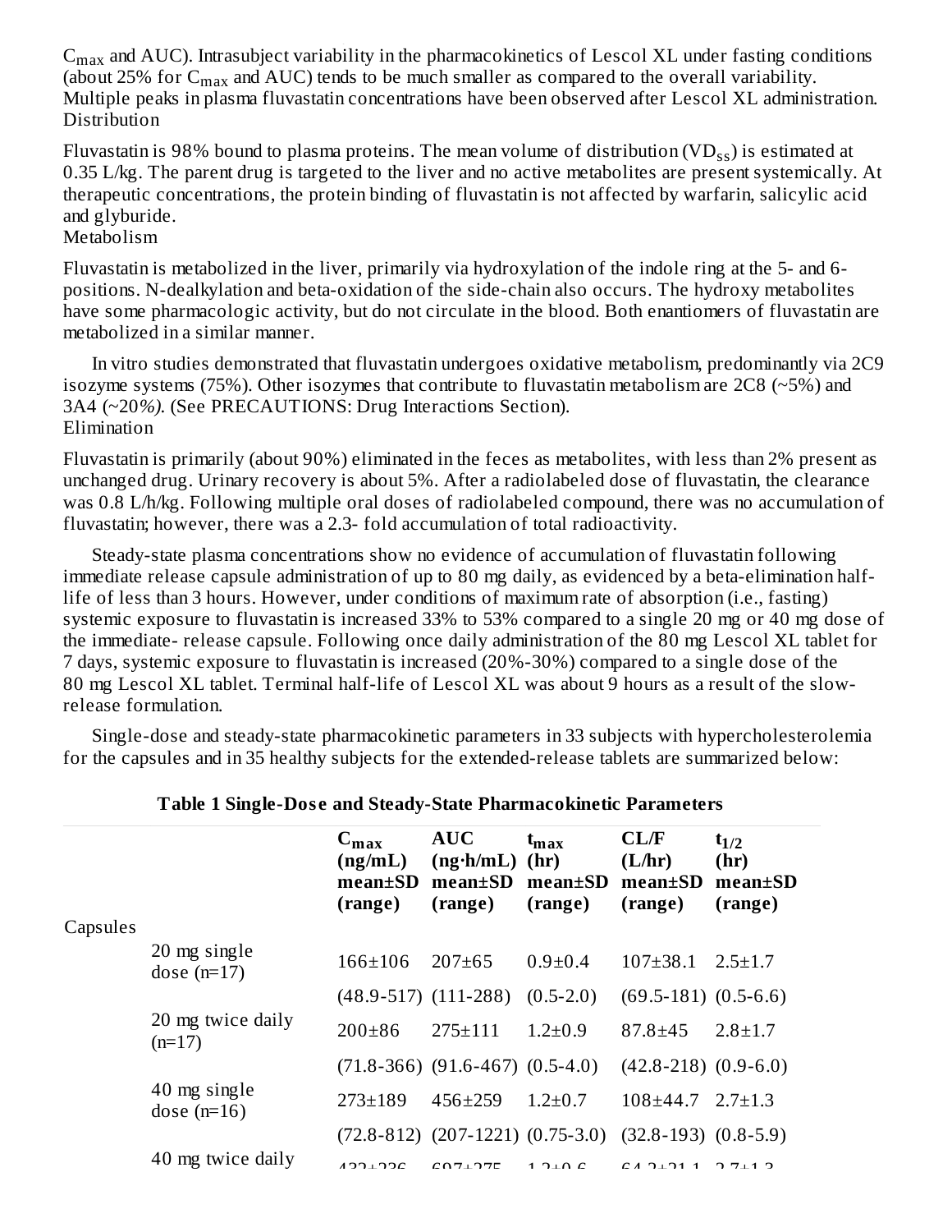$C_{max}$ and AUC). Intrasubject variability in the pharmacokinetics of Lescol XL under fasting conditions (about 25% for $C_{max}$ and AUC) tends to be much smaller as compared to the overall variability. Multiple peaks in plasma fluvastatin concentrations have been observed after Lescol XL administration.

Distribution

Fluvastatin is 98% bound to plasma proteins. The mean volume of distribution ($VD_{ss}$) is estimated at 0.35 L/kg. The parent drug is targeted to the liver and no active metabolites are present systemically. At therapeutic concentrations, the protein binding of fluvastatin is not affected by warfarin, salicylic acid and glyburide.

Metabolism

Fluvastatin is metabolized in the liver, primarily via hydroxylation of the indole ring at the 5- and 6-positions. N-dealkylation and beta-oxidation of the side-chain also occurs. The hydroxy metabolites have some pharmacologic activity, but do not circulate in the blood. Both enantiomers of fluvastatin are metabolized in a similar manner.

In vitro studies demonstrated that fluvastatin undergoes oxidative metabolism, predominantly via 2C9 isozyme systems (75%). Other isozymes that contribute to fluvastatin metabolism are 2C8 (~5%) and 3A4 (~20*%)*. (See PRECAUTIONS: Drug Interactions Section).

Elimination

Fluvastatin is primarily (about 90%) eliminated in the feces as metabolites, with less than 2% present as unchanged drug. Urinary recovery is about 5%. After a radiolabeled dose of fluvastatin, the clearance was 0.8 L/h/kg. Following multiple oral doses of radiolabeled compound, there was no accumulation of fluvastatin; however, there was a 2.3- fold accumulation of total radioactivity.

Steady-state plasma concentrations show no evidence of accumulation of fluvastatin following immediate release capsule administration of up to 80 mg daily, as evidenced by a beta-elimination half-life of less than 3 hours. However, under conditions of maximum rate of absorption (i.e., fasting) systemic exposure to fluvastatin is increased 33% to 53% compared to a single 20 mg or 40 mg dose of the immediate- release capsule. Following once daily administration of the 80 mg Lescol XL tablet for 7 days, systemic exposure to fluvastatin is increased (20%-30%) compared to a single dose of the 80 mg Lescol XL tablet. Terminal half-life of Lescol XL was about 9 hours as a result of the slow-release formulation.

Single-dose and steady-state pharmacokinetic parameters in 33 subjects with hypercholesterolemia for the capsules and in 35 healthy subjects for the extended-release tablets are summarized below:

**Table 1 Single-Dose and Steady-State Pharmacokinetic Parameters**

| | | **$C_{max}$ (ng/mL) mean±SD (range)** | **AUC (ng·h/mL) mean±SD (range)** | **$t_{max}$ (hr) mean±SD (range)** | **CL/F (L/hr) mean±SD (range)** | **$t_{1/2}$ (hr) mean±SD (range)** |
|---|---|---|---|---|---|---|
| Capsules | | | | | | |
| | 20 mg single dose (n=17) | 166±106 | 207±65 | 0.9±0.4 | 107±38.1 | 2.5±1.7 |
| | | (48.9-517) | (111-288) | (0.5-2.0) | (69.5-181) | (0.5-6.6) |
| | 20 mg twice daily (n=17) | 200±86 | 275±111 | 1.2±0.9 | 87.8±45 | 2.8±1.7 |
| | | (71.8-366) | (91.6-467) | (0.5-4.0) | (42.8-218) | (0.9-6.0) |
| | 40 mg single dose (n=16) | 273±189 | 456±259 | 1.2±0.7 | 108±44.7 | 2.7±1.3 |
| | | (72.8-812) | (207-1221) | (0.75-3.0) | (32.8-193) | (0.8-5.9) |
| | 40 mg twice daily | 432±236 | 697±275 | 1.2±0.6 | 64.2±21.1 | 2.7±1.3 |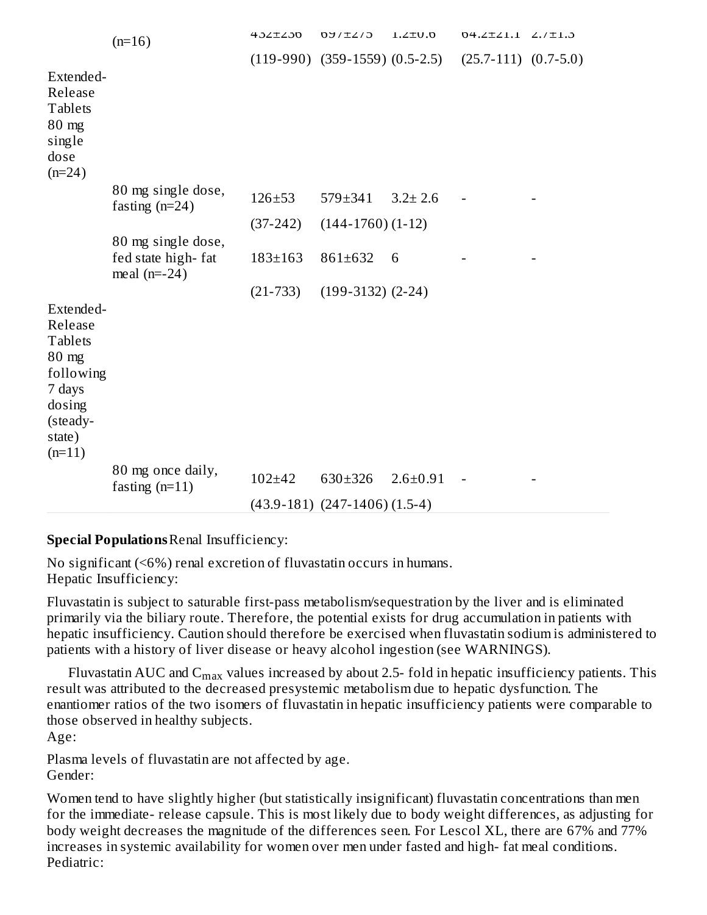|  |  |  |  |  |  |  |
|---|---|---|---|---|---|---|
|  | (n=16) | 432±236 | 697±275 | 1.2±0.6 | 64.2±21.1 | 2.7±1.3 |
|  |  | (119-990) | (359-1559) | (0.5-2.5) | (25.7-111) | (0.7-5.0) |
| Extended-Release Tablets 80 mg single dose (n=24) |  |  |  |  |  |  |
|  | 80 mg single dose, fasting (n=24) | 126±53 | 579±341 | 3.2± 2.6 | - | - |
|  |  | (37-242) | (144-1760) | (1-12) |  |  |
|  | 80 mg single dose, fed state high- fat meal (n=-24) | 183±163 | 861±632 | 6 | - | - |
|  |  | (21-733) | (199-3132) | (2-24) |  |  |
| Extended-Release Tablets 80 mg following 7 days dosing (steady-state) (n=11) |  |  |  |  |  |  |
|  | 80 mg once daily, fasting (n=11) | 102±42 | 630±326 | 2.6±0.91 | - | - |
|  |  | (43.9-181) | (247-1406) | (1.5-4) |  |  |

**Special Populations** Renal Insufficiency:

No significant (<6%) renal excretion of fluvastatin occurs in humans.
Hepatic Insufficiency:

Fluvastatin is subject to saturable first-pass metabolism/sequestration by the liver and is eliminated primarily via the biliary route. Therefore, the potential exists for drug accumulation in patients with hepatic insufficiency. Caution should therefore be exercised when fluvastatin sodium is administered to patients with a history of liver disease or heavy alcohol ingestion (see WARNINGS).

Fluvastatin AUC and $C_{max}$ values increased by about 2.5- fold in hepatic insufficiency patients. This result was attributed to the decreased presystemic metabolism due to hepatic dysfunction. The enantiomer ratios of the two isomers of fluvastatin in hepatic insufficiency patients were comparable to those observed in healthy subjects.
Age:

Plasma levels of fluvastatin are not affected by age.
Gender:

Women tend to have slightly higher (but statistically insignificant) fluvastatin concentrations than men for the immediate- release capsule. This is most likely due to body weight differences, as adjusting for body weight decreases the magnitude of the differences seen. For Lescol XL, there are 67% and 77% increases in systemic availability for women over men under fasted and high- fat meal conditions.
Pediatric: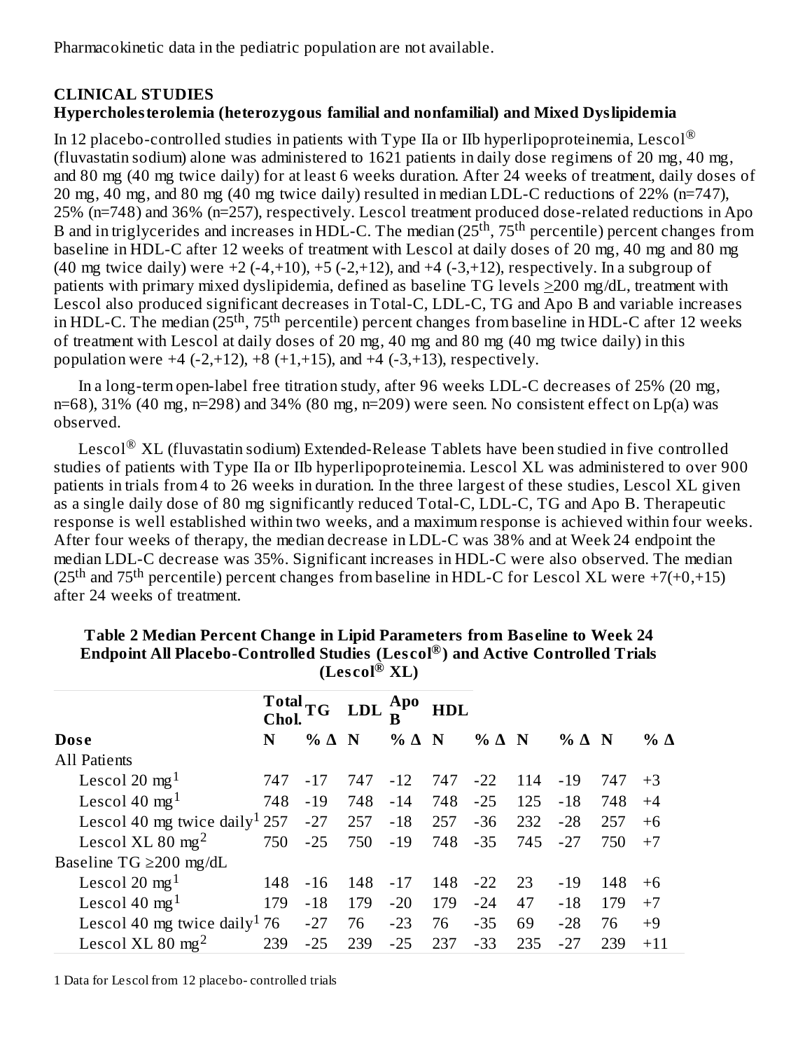Pharmacokinetic data in the pediatric population are not available.

## CLINICAL STUDIES

### Hypercholesterolemia (heterozygous familial and nonfamilial) and Mixed Dyslipidemia

In 12 placebo-controlled studies in patients with Type IIa or IIb hyperlipoproteinemia, Lescol® (fluvastatin sodium) alone was administered to 1621 patients in daily dose regimens of 20 mg, 40 mg, and 80 mg (40 mg twice daily) for at least 6 weeks duration. After 24 weeks of treatment, daily doses of 20 mg, 40 mg, and 80 mg (40 mg twice daily) resulted in median LDL-C reductions of 22% (n=747), 25% (n=748) and 36% (n=257), respectively. Lescol treatment produced dose-related reductions in Apo B and in triglycerides and increases in HDL-C. The median ($25^{th}$, $75^{th}$ percentile) percent changes from baseline in HDL-C after 12 weeks of treatment with Lescol at daily doses of 20 mg, 40 mg and 80 mg (40 mg twice daily) were +2 (-4,+10), +5 (-2,+12), and +4 (-3,+12), respectively. In a subgroup of patients with primary mixed dyslipidemia, defined as baseline TG levels ≥200 mg/dL, treatment with Lescol also produced significant decreases in Total-C, LDL-C, TG and Apo B and variable increases in HDL-C. The median ($25^{th}$, $75^{th}$ percentile) percent changes from baseline in HDL-C after 12 weeks of treatment with Lescol at daily doses of 20 mg, 40 mg and 80 mg (40 mg twice daily) in this population were +4 (-2,+12), +8 (+1,+15), and +4 (-3,+13), respectively.

In a long-term open-label free titration study, after 96 weeks LDL-C decreases of 25% (20 mg, n=68), 31% (40 mg, n=298) and 34% (80 mg, n=209) were seen. No consistent effect on Lp(a) was observed.

Lescol® XL (fluvastatin sodium) Extended-Release Tablets have been studied in five controlled studies of patients with Type IIa or IIb hyperlipoproteinemia. Lescol XL was administered to over 900 patients in trials from 4 to 26 weeks in duration. In the three largest of these studies, Lescol XL given as a single daily dose of 80 mg significantly reduced Total-C, LDL-C, TG and Apo B. Therapeutic response is well established within two weeks, and a maximum response is achieved within four weeks. After four weeks of therapy, the median decrease in LDL-C was 38% and at Week 24 endpoint the median LDL-C decrease was 35%. Significant increases in HDL-C were also observed. The median ($25^{th}$ and $75^{th}$ percentile) percent changes from baseline in HDL-C for Lescol XL were +7(+0,+15) after 24 weeks of treatment.

**Table 2 Median Percent Change in Lipid Parameters from Baseline to Week 24 Endpoint All Placebo-Controlled Studies (Lescol®) and Active Controlled Trials (Lescol® XL)**

| | Total Chol. | | TG | | LDL | | Apo B | | HDL | |
|---|---|---|---|---|---|---|---|---|---|---|
| **Dose** | **N** | **% Δ** | **N** | **% Δ** | **N** | **% Δ** | **N** | **% Δ** | **N** | **% Δ** |
| All Patients | | | | | | | | | | |
| Lescol 20 mg[1] | 747 | -17 | 747 | -12 | 747 | -22 | 114 | -19 | 747 | +3 |
| Lescol 40 mg[1] | 748 | -19 | 748 | -14 | 748 | -25 | 125 | -18 | 748 | +4 |
| Lescol 40 mg twice daily[1] | 257 | -27 | 257 | -18 | 257 | -36 | 232 | -28 | 257 | +6 |
| Lescol XL 80 mg[2] | 750 | -25 | 750 | -19 | 748 | -35 | 745 | -27 | 750 | +7 |
| Baseline TG ≥200 mg/dL | | | | | | | | | | |
| Lescol 20 mg[1] | 148 | -16 | 148 | -17 | 148 | -22 | 23 | -19 | 148 | +6 |
| Lescol 40 mg[1] | 179 | -18 | 179 | -20 | 179 | -24 | 47 | -18 | 179 | +7 |
| Lescol 40 mg twice daily[1] | 76 | -27 | 76 | -23 | 76 | -35 | 69 | -28 | 76 | +9 |
| Lescol XL 80 mg[2] | 239 | -25 | 239 | -25 | 237 | -33 | 235 | -27 | 239 | +11 |

1 Data for Lescol from 12 placebo-controlled trials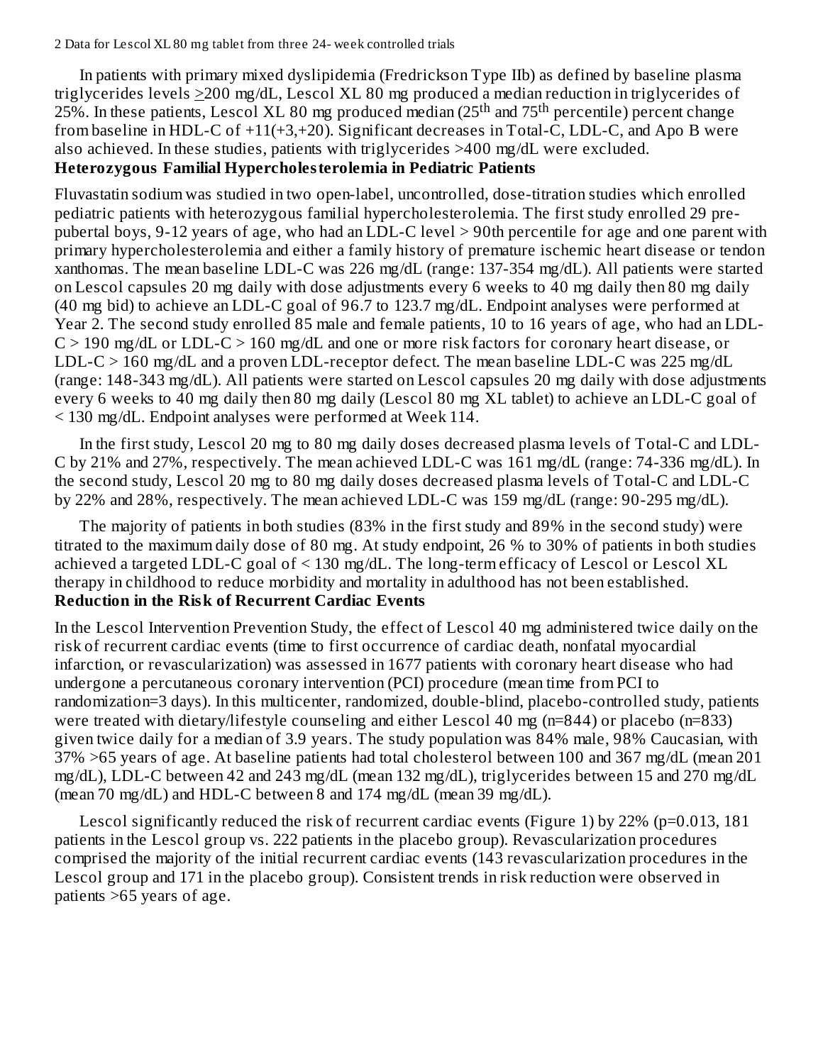2 Data for Lescol XL 80 mg tablet from three 24- week controlled trials

In patients with primary mixed dyslipidemia (Fredrickson Type IIb) as defined by baseline plasma triglycerides levels ≥200 mg/dL, Lescol XL 80 mg produced a median reduction in triglycerides of 25%. In these patients, Lescol XL 80 mg produced median (25th and 75th percentile) percent change from baseline in HDL-C of +11(+3,+20). Significant decreases in Total-C, LDL-C, and Apo B were also achieved. In these studies, patients with triglycerides >400 mg/dL were excluded.

**Heterozygous Familial Hypercholesterolemia in Pediatric Patients**

Fluvastatin sodium was studied in two open-label, uncontrolled, dose-titration studies which enrolled pediatric patients with heterozygous familial hypercholesterolemia. The first study enrolled 29 pre-pubertal boys, 9-12 years of age, who had an LDL-C level > 90th percentile for age and one parent with primary hypercholesterolemia and either a family history of premature ischemic heart disease or tendon xanthomas. The mean baseline LDL-C was 226 mg/dL (range: 137-354 mg/dL). All patients were started on Lescol capsules 20 mg daily with dose adjustments every 6 weeks to 40 mg daily then 80 mg daily (40 mg bid) to achieve an LDL-C goal of 96.7 to 123.7 mg/dL. Endpoint analyses were performed at Year 2. The second study enrolled 85 male and female patients, 10 to 16 years of age, who had an LDL-C > 190 mg/dL or LDL-C > 160 mg/dL and one or more risk factors for coronary heart disease, or LDL-C > 160 mg/dL and a proven LDL-receptor defect. The mean baseline LDL-C was 225 mg/dL (range: 148-343 mg/dL). All patients were started on Lescol capsules 20 mg daily with dose adjustments every 6 weeks to 40 mg daily then 80 mg daily (Lescol 80 mg XL tablet) to achieve an LDL-C goal of < 130 mg/dL. Endpoint analyses were performed at Week 114.

In the first study, Lescol 20 mg to 80 mg daily doses decreased plasma levels of Total-C and LDL-C by 21% and 27%, respectively. The mean achieved LDL-C was 161 mg/dL (range: 74-336 mg/dL). In the second study, Lescol 20 mg to 80 mg daily doses decreased plasma levels of Total-C and LDL-C by 22% and 28%, respectively. The mean achieved LDL-C was 159 mg/dL (range: 90-295 mg/dL).

The majority of patients in both studies (83% in the first study and 89% in the second study) were titrated to the maximum daily dose of 80 mg. At study endpoint, 26 % to 30% of patients in both studies achieved a targeted LDL-C goal of < 130 mg/dL. The long-term efficacy of Lescol or Lescol XL therapy in childhood to reduce morbidity and mortality in adulthood has not been established.

**Reduction in the Risk of Recurrent Cardiac Events**

In the Lescol Intervention Prevention Study, the effect of Lescol 40 mg administered twice daily on the risk of recurrent cardiac events (time to first occurrence of cardiac death, nonfatal myocardial infarction, or revascularization) was assessed in 1677 patients with coronary heart disease who had undergone a percutaneous coronary intervention (PCI) procedure (mean time from PCI to randomization=3 days). In this multicenter, randomized, double-blind, placebo-controlled study, patients were treated with dietary/lifestyle counseling and either Lescol 40 mg (n=844) or placebo (n=833) given twice daily for a median of 3.9 years. The study population was 84% male, 98% Caucasian, with 37% >65 years of age. At baseline patients had total cholesterol between 100 and 367 mg/dL (mean 201 mg/dL), LDL-C between 42 and 243 mg/dL (mean 132 mg/dL), triglycerides between 15 and 270 mg/dL (mean 70 mg/dL) and HDL-C between 8 and 174 mg/dL (mean 39 mg/dL).

Lescol significantly reduced the risk of recurrent cardiac events (Figure 1) by 22% (p=0.013, 181 patients in the Lescol group vs. 222 patients in the placebo group). Revascularization procedures comprised the majority of the initial recurrent cardiac events (143 revascularization procedures in the Lescol group and 171 in the placebo group). Consistent trends in risk reduction were observed in patients >65 years of age.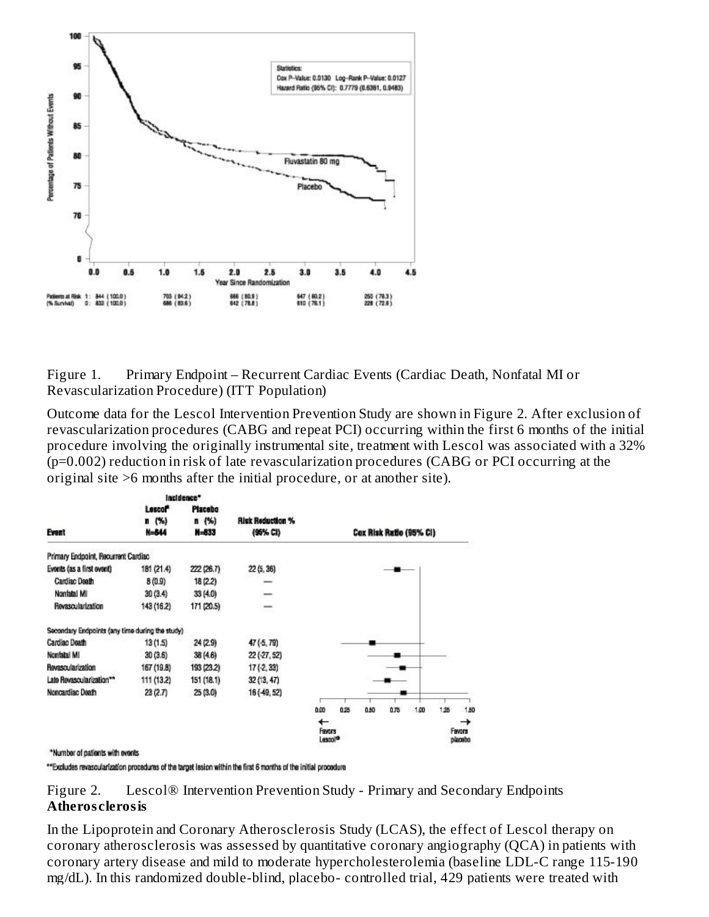Figure 1. Primary Endpoint – Recurrent Cardiac Events (Cardiac Death, Nonfatal MI or Revascularization Procedure) (ITT Population)

Outcome data for the Lescol Intervention Prevention Study are shown in Figure 2. After exclusion of revascularization procedures (CABG and repeat PCI) occurring within the first 6 months of the initial procedure involving the originally instrumental site, treatment with Lescol was associated with a 32% (p=0.002) reduction in risk of late revascularization procedures (CABG or PCI occurring at the original site >6 months after the initial procedure, or at another site).

| Event | Incidence* Lescol® n (%) N=844 | Incidence* Placebo n (%) N=833 | Risk Reduction % (95% CI) |
|---|---|---|---|
| Primary Endpoint, Recurrent Cardiac | | | |
| Events (as a first event) | 181 (21.4) | 222 (26.7) | 22 (5, 36) |
| Cardiac Death | 8 (0.9) | 18 (2.2) | — |
| Nonfatal MI | 30 (3.4) | 33 (4.0) | — |
| Revascularization | 143 (16.2) | 171 (20.5) | — |
| Secondary Endpoints (any time during the study) | | | |
| Cardiac Death | 13 (1.5) | 24 (2.9) | 47 (-5, 79) |
| Nonfatal MI | 30 (3.6) | 38 (4.6) | 22 (-27, 52) |
| Revascularization | 167 (19.8) | 193 (23.2) | 17 (-2, 33) |
| Late Revascularization** | 111 (13.2) | 151 (18.1) | 32 (13, 47) |
| Noncardiac Death | 23 (2.7) | 25 (3.0) | 16 (-49, 52) |

*Number of patients with events

**Excludes revascularization procedures of the target lesion within the first 6 months of the initial procedure

Figure 2. Lescol® Intervention Prevention Study - Primary and Secondary Endpoints

**Atherosclerosis**

In the Lipoprotein and Coronary Atherosclerosis Study (LCAS), the effect of Lescol therapy on coronary atherosclerosis was assessed by quantitative coronary angiography (QCA) in patients with coronary artery disease and mild to moderate hypercholesterolemia (baseline LDL-C range 115-190 mg/dL). In this randomized double-blind, placebo- controlled trial, 429 patients were treated with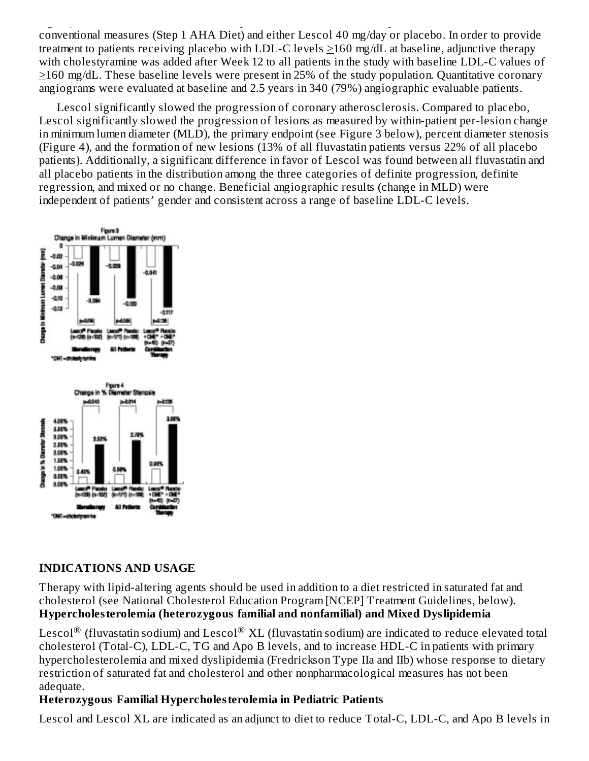conventional measures (Step 1 AHA Diet) and either Lescol 40 mg/day or placebo. In order to provide treatment to patients receiving placebo with LDL-C levels ≥160 mg/dL at baseline, adjunctive therapy with cholestyramine was added after Week 12 to all patients in the study with baseline LDL-C values of ≥160 mg/dL. These baseline levels were present in 25% of the study population. Quantitative coronary angiograms were evaluated at baseline and 2.5 years in 340 (79%) angiographic evaluable patients.

Lescol significantly slowed the progression of coronary atherosclerosis. Compared to placebo, Lescol significantly slowed the progression of lesions as measured by within-patient per-lesion change in minimum lumen diameter (MLD), the primary endpoint (see Figure 3 below), percent diameter stenosis (Figure 4), and the formation of new lesions (13% of all fluvastatin patients versus 22% of all placebo patients). Additionally, a significant difference in favor of Lescol was found between all fluvastatin and all placebo patients in the distribution among the three categories of definite progression, definite regression, and mixed or no change. Beneficial angiographic results (change in MLD) were independent of patients' gender and consistent across a range of baseline LDL-C levels.

Figure 3
Change in Minimum Lumen Diameter (mm)

| | Lescol® | Placebo | p-value |
|---|---|---|---|
| Monotherapy | -0.024 (n=129) | -0.094 (n=152) | p=0.016 |
| All Patients | -0.028 (n=171) | -0.100 (n=169) | p=0.005 |
| Combination Therapy (+CHE*) | -0.041 (n=45) | -0.117 (n=37) | p=0.138 |

*CHE=cholestyramine

Figure 4
Change in % Diameter Stenosis

| | Lescol® | Placebo | p-value |
|---|---|---|---|
| Monotherapy | 0.49% (n=129) | 2.52% (n=152) | p=0.043 |
| All Patients | 0.59% (n=171) | 2.78% (n=169) | p=0.014 |
| Combination Therapy (+CHE*) | 0.98% (n=45) | 3.66% (n=37) | p=0.138 |

*CHE=cholestyramine

## INDICATIONS AND USAGE

Therapy with lipid-altering agents should be used in addition to a diet restricted in saturated fat and cholesterol (see National Cholesterol Education Program [NCEP] Treatment Guidelines, below).

**Hypercholesterolemia (heterozygous familial and nonfamilial) and Mixed Dyslipidemia**

Lescol® (fluvastatin sodium) and Lescol® XL (fluvastatin sodium) are indicated to reduce elevated total cholesterol (Total-C), LDL-C, TG and Apo B levels, and to increase HDL-C in patients with primary hypercholesterolemia and mixed dyslipidemia (Fredrickson Type IIa and IIb) whose response to dietary restriction of saturated fat and cholesterol and other nonpharmacological measures has not been adequate.

**Heterozygous Familial Hypercholesterolemia in Pediatric Patients**

Lescol and Lescol XL are indicated as an adjunct to diet to reduce Total-C, LDL-C, and Apo B levels in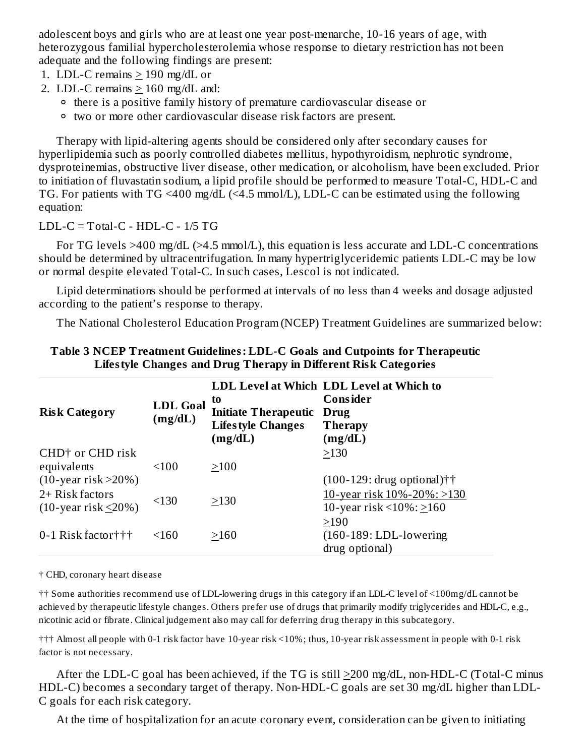adolescent boys and girls who are at least one year post-menarche, 10-16 years of age, with heterozygous familial hypercholesterolemia whose response to dietary restriction has not been adequate and the following findings are present:

1. LDL-C remains ≥ 190 mg/dL or
2. LDL-C remains ≥ 160 mg/dL and:
   - there is a positive family history of premature cardiovascular disease or
   - two or more other cardiovascular disease risk factors are present.

Therapy with lipid-altering agents should be considered only after secondary causes for hyperlipidemia such as poorly controlled diabetes mellitus, hypothyroidism, nephrotic syndrome, dysproteinemias, obstructive liver disease, other medication, or alcoholism, have been excluded. Prior to initiation of fluvastatin sodium, a lipid profile should be performed to measure Total-C, HDL-C and TG. For patients with TG <400 mg/dL (<4.5 mmol/L), LDL-C can be estimated using the following equation:

LDL-C = Total-C - HDL-C - 1/5 TG

For TG levels >400 mg/dL (>4.5 mmol/L), this equation is less accurate and LDL-C concentrations should be determined by ultracentrifugation. In many hypertriglyceridemic patients LDL-C may be low or normal despite elevated Total-C. In such cases, Lescol is not indicated.

Lipid determinations should be performed at intervals of no less than 4 weeks and dosage adjusted according to the patient's response to therapy.

The National Cholesterol Education Program (NCEP) Treatment Guidelines are summarized below:

**Table 3 NCEP Treatment Guidelines: LDL-C Goals and Cutpoints for Therapeutic Lifestyle Changes and Drug Therapy in Different Risk Categories**

| Risk Category | LDL Goal (mg/dL) | LDL Level at Which to Initiate Therapeutic Lifestyle Changes (mg/dL) | LDL Level at Which to Consider Drug Therapy (mg/dL) |
|---|---|---|---|
| CHD† or CHD risk equivalents (10-year risk >20%) | <100 | ≥100 | ≥130 (100-129: drug optional)†† |
| 2+ Risk factors (10-year risk ≤20%) | <130 | ≥130 | 10-year risk 10%-20%: >130<br>10-year risk <10%: ≥160 |
| 0-1 Risk factor††† | <160 | ≥160 | ≥190 (160-189: LDL-lowering drug optional) |

† CHD, coronary heart disease

†† Some authorities recommend use of LDL-lowering drugs in this category if an LDL-C level of <100mg/dL cannot be achieved by therapeutic lifestyle changes. Others prefer use of drugs that primarily modify triglycerides and HDL-C, e.g., nicotinic acid or fibrate. Clinical judgement also may call for deferring drug therapy in this subcategory.

††† Almost all people with 0-1 risk factor have 10-year risk <10%; thus, 10-year risk assessment in people with 0-1 risk factor is not necessary.

After the LDL-C goal has been achieved, if the TG is still ≥200 mg/dL, non-HDL-C (Total-C minus HDL-C) becomes a secondary target of therapy. Non-HDL-C goals are set 30 mg/dL higher than LDL-C goals for each risk category.

At the time of hospitalization for an acute coronary event, consideration can be given to initiating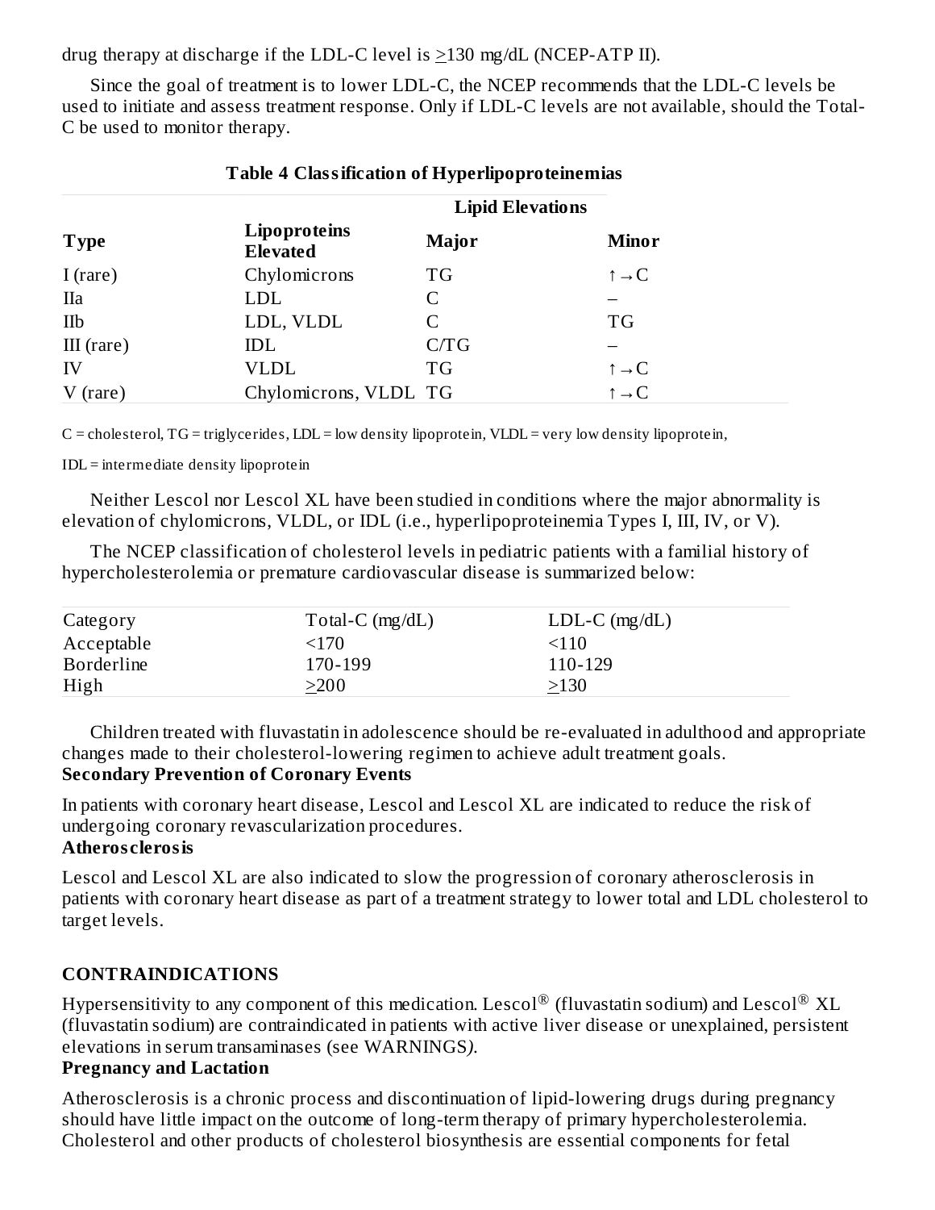drug therapy at discharge if the LDL-C level is ≥130 mg/dL (NCEP-ATP II).

Since the goal of treatment is to lower LDL-C, the NCEP recommends that the LDL-C levels be used to initiate and assess treatment response. Only if LDL-C levels are not available, should the Total-C be used to monitor therapy.

**Table 4 Classification of Hyperlipoproteinemias**

| Type | Lipoproteins Elevated | Lipid Elevations | |
|---|---|---|---|
| | | **Major** | **Minor** |
| I (rare) | Chylomicrons | TG | ↑→C |
| IIa | LDL | C | – |
| IIb | LDL, VLDL | C | TG |
| III (rare) | IDL | C/TG | – |
| IV | VLDL | TG | ↑→C |
| V (rare) | Chylomicrons, VLDL | TG | ↑→C |

C = cholesterol, TG = triglycerides, LDL = low density lipoprotein, VLDL = very low density lipoprotein,

IDL = intermediate density lipoprotein

Neither Lescol nor Lescol XL have been studied in conditions where the major abnormality is elevation of chylomicrons, VLDL, or IDL (i.e., hyperlipoproteinemia Types I, III, IV, or V).

The NCEP classification of cholesterol levels in pediatric patients with a familial history of hypercholesterolemia or premature cardiovascular disease is summarized below:

| Category | Total-C (mg/dL) | LDL-C (mg/dL) |
|---|---|---|
| Acceptable | <170 | <110 |
| Borderline | 170-199 | 110-129 |
| High | ≥200 | ≥130 |

Children treated with fluvastatin in adolescence should be re-evaluated in adulthood and appropriate changes made to their cholesterol-lowering regimen to achieve adult treatment goals.

**Secondary Prevention of Coronary Events**

In patients with coronary heart disease, Lescol and Lescol XL are indicated to reduce the risk of undergoing coronary revascularization procedures.

**Atherosclerosis**

Lescol and Lescol XL are also indicated to slow the progression of coronary atherosclerosis in patients with coronary heart disease as part of a treatment strategy to lower total and LDL cholesterol to target levels.

## CONTRAINDICATIONS

Hypersensitivity to any component of this medication. Lescol® (fluvastatin sodium) and Lescol® XL (fluvastatin sodium) are contraindicated in patients with active liver disease or unexplained, persistent elevations in serum transaminases (see WARNINGS).

**Pregnancy and Lactation**

Atherosclerosis is a chronic process and discontinuation of lipid-lowering drugs during pregnancy should have little impact on the outcome of long-term therapy of primary hypercholesterolemia. Cholesterol and other products of cholesterol biosynthesis are essential components for fetal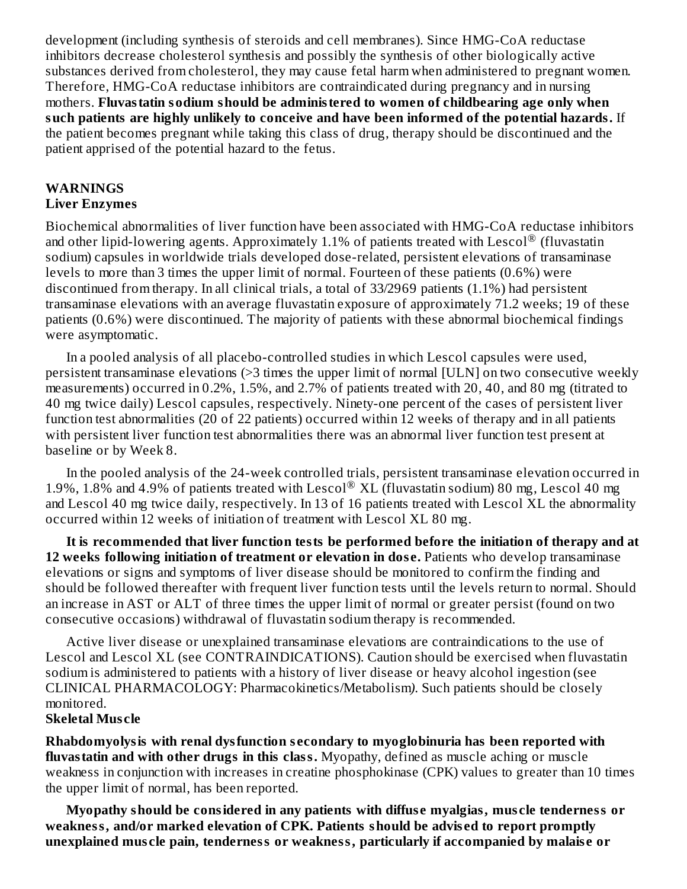development (including synthesis of steroids and cell membranes). Since HMG-CoA reductase inhibitors decrease cholesterol synthesis and possibly the synthesis of other biologically active substances derived from cholesterol, they may cause fetal harm when administered to pregnant women. Therefore, HMG-CoA reductase inhibitors are contraindicated during pregnancy and in nursing mothers. **Fluvastatin sodium should be administered to women of childbearing age only when such patients are highly unlikely to conceive and have been informed of the potential hazards.** If the patient becomes pregnant while taking this class of drug, therapy should be discontinued and the patient apprised of the potential hazard to the fetus.

## WARNINGS

### Liver Enzymes

Biochemical abnormalities of liver function have been associated with HMG-CoA reductase inhibitors and other lipid-lowering agents. Approximately 1.1% of patients treated with Lescol® (fluvastatin sodium) capsules in worldwide trials developed dose-related, persistent elevations of transaminase levels to more than 3 times the upper limit of normal. Fourteen of these patients (0.6%) were discontinued from therapy. In all clinical trials, a total of 33/2969 patients (1.1%) had persistent transaminase elevations with an average fluvastatin exposure of approximately 71.2 weeks; 19 of these patients (0.6%) were discontinued. The majority of patients with these abnormal biochemical findings were asymptomatic.

In a pooled analysis of all placebo-controlled studies in which Lescol capsules were used, persistent transaminase elevations (>3 times the upper limit of normal [ULN] on two consecutive weekly measurements) occurred in 0.2%, 1.5%, and 2.7% of patients treated with 20, 40, and 80 mg (titrated to 40 mg twice daily) Lescol capsules, respectively. Ninety-one percent of the cases of persistent liver function test abnormalities (20 of 22 patients) occurred within 12 weeks of therapy and in all patients with persistent liver function test abnormalities there was an abnormal liver function test present at baseline or by Week 8.

In the pooled analysis of the 24-week controlled trials, persistent transaminase elevation occurred in 1.9%, 1.8% and 4.9% of patients treated with Lescol® XL (fluvastatin sodium) 80 mg, Lescol 40 mg and Lescol 40 mg twice daily, respectively. In 13 of 16 patients treated with Lescol XL the abnormality occurred within 12 weeks of initiation of treatment with Lescol XL 80 mg.

**It is recommended that liver function tests be performed before the initiation of therapy and at 12 weeks following initiation of treatment or elevation in dose.** Patients who develop transaminase elevations or signs and symptoms of liver disease should be monitored to confirm the finding and should be followed thereafter with frequent liver function tests until the levels return to normal. Should an increase in AST or ALT of three times the upper limit of normal or greater persist (found on two consecutive occasions) withdrawal of fluvastatin sodium therapy is recommended.

Active liver disease or unexplained transaminase elevations are contraindications to the use of Lescol and Lescol XL (see CONTRAINDICATIONS). Caution should be exercised when fluvastatin sodium is administered to patients with a history of liver disease or heavy alcohol ingestion (see CLINICAL PHARMACOLOGY: Pharmacokinetics/Metabolism). Such patients should be closely monitored.

### Skeletal Muscle

**Rhabdomyolysis with renal dysfunction secondary to myoglobinuria has been reported with fluvastatin and with other drugs in this class.** Myopathy, defined as muscle aching or muscle weakness in conjunction with increases in creatine phosphokinase (CPK) values to greater than 10 times the upper limit of normal, has been reported.

**Myopathy should be considered in any patients with diffuse myalgias, muscle tenderness or weakness, and/or marked elevation of CPK. Patients should be advised to report promptly unexplained muscle pain, tenderness or weakness, particularly if accompanied by malaise or**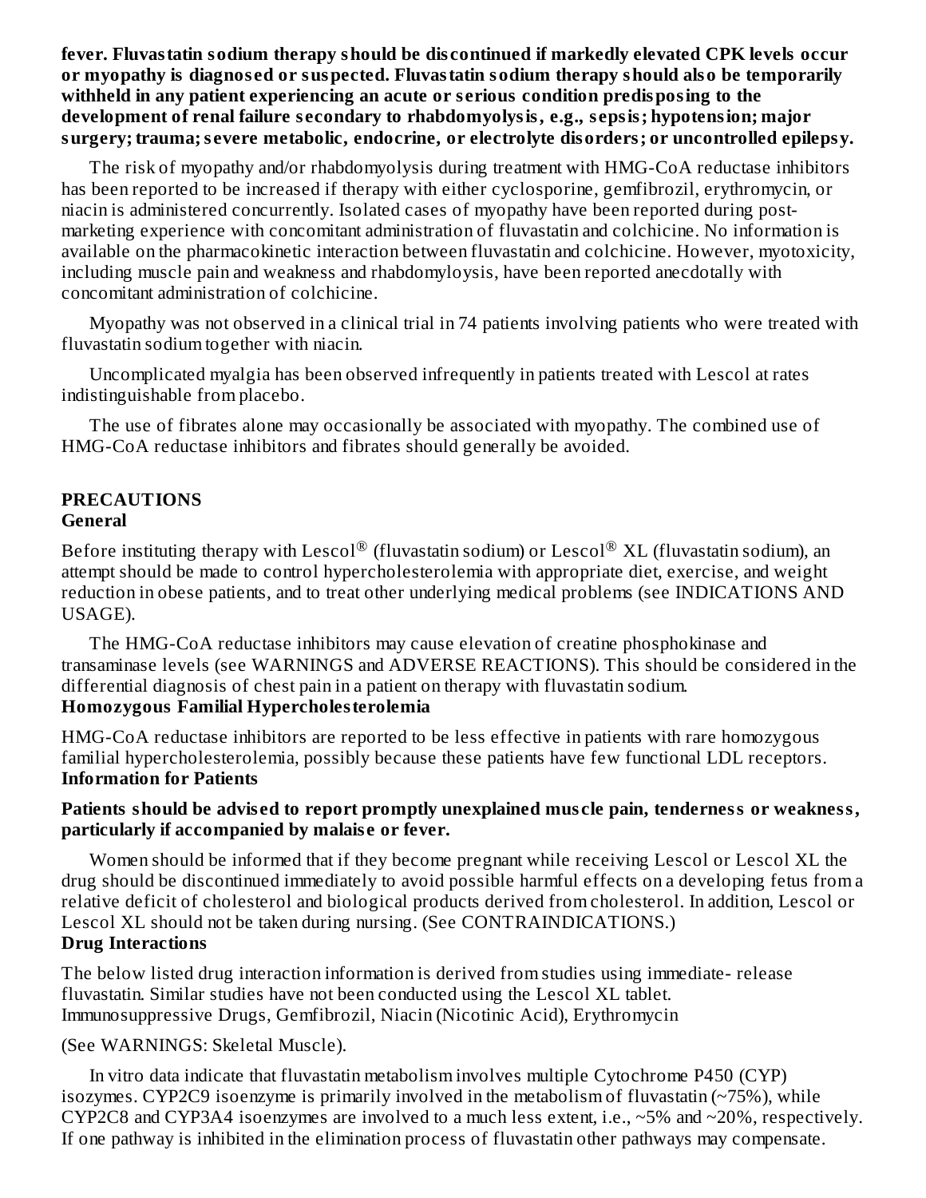**fever. Fluvastatin sodium therapy should be discontinued if markedly elevated CPK levels occur or myopathy is diagnosed or suspected. Fluvastatin sodium therapy should also be temporarily withheld in any patient experiencing an acute or serious condition predisposing to the development of renal failure secondary to rhabdomyolysis, e.g., sepsis; hypotension; major surgery; trauma; severe metabolic, endocrine, or electrolyte disorders; or uncontrolled epilepsy.**

The risk of myopathy and/or rhabdomyolysis during treatment with HMG-CoA reductase inhibitors has been reported to be increased if therapy with either cyclosporine, gemfibrozil, erythromycin, or niacin is administered concurrently. Isolated cases of myopathy have been reported during post-marketing experience with concomitant administration of fluvastatin and colchicine. No information is available on the pharmacokinetic interaction between fluvastatin and colchicine. However, myotoxicity, including muscle pain and weakness and rhabdomyloysis, have been reported anecdotally with concomitant administration of colchicine.

Myopathy was not observed in a clinical trial in 74 patients involving patients who were treated with fluvastatin sodium together with niacin.

Uncomplicated myalgia has been observed infrequently in patients treated with Lescol at rates indistinguishable from placebo.

The use of fibrates alone may occasionally be associated with myopathy. The combined use of HMG-CoA reductase inhibitors and fibrates should generally be avoided.

## PRECAUTIONS

### General

Before instituting therapy with Lescol® (fluvastatin sodium) or Lescol® XL (fluvastatin sodium), an attempt should be made to control hypercholesterolemia with appropriate diet, exercise, and weight reduction in obese patients, and to treat other underlying medical problems (see INDICATIONS AND USAGE).

The HMG-CoA reductase inhibitors may cause elevation of creatine phosphokinase and transaminase levels (see WARNINGS and ADVERSE REACTIONS). This should be considered in the differential diagnosis of chest pain in a patient on therapy with fluvastatin sodium.

### Homozygous Familial Hypercholesterolemia

HMG-CoA reductase inhibitors are reported to be less effective in patients with rare homozygous familial hypercholesterolemia, possibly because these patients have few functional LDL receptors.

### Information for Patients

**Patients should be advised to report promptly unexplained muscle pain, tenderness or weakness, particularly if accompanied by malaise or fever.**

Women should be informed that if they become pregnant while receiving Lescol or Lescol XL the drug should be discontinued immediately to avoid possible harmful effects on a developing fetus from a relative deficit of cholesterol and biological products derived from cholesterol. In addition, Lescol or Lescol XL should not be taken during nursing. (See CONTRAINDICATIONS.)

### Drug Interactions

The below listed drug interaction information is derived from studies using immediate- release fluvastatin. Similar studies have not been conducted using the Lescol XL tablet.

Immunosuppressive Drugs, Gemfibrozil, Niacin (Nicotinic Acid), Erythromycin

(See WARNINGS: Skeletal Muscle).

In vitro data indicate that fluvastatin metabolism involves multiple Cytochrome P450 (CYP) isozymes. CYP2C9 isoenzyme is primarily involved in the metabolism of fluvastatin (~75%), while CYP2C8 and CYP3A4 isoenzymes are involved to a much less extent, i.e., ~5% and ~20%, respectively. If one pathway is inhibited in the elimination process of fluvastatin other pathways may compensate.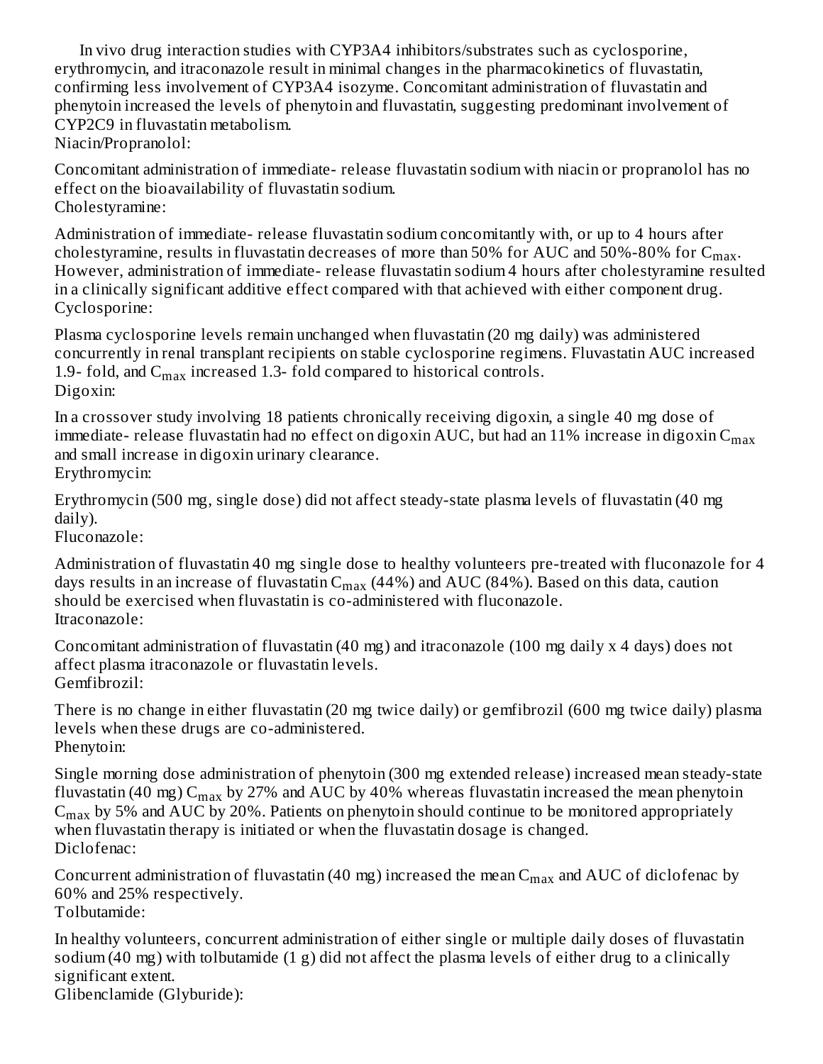In vivo drug interaction studies with CYP3A4 inhibitors/substrates such as cyclosporine, erythromycin, and itraconazole result in minimal changes in the pharmacokinetics of fluvastatin, confirming less involvement of CYP3A4 isozyme. Concomitant administration of fluvastatin and phenytoin increased the levels of phenytoin and fluvastatin, suggesting predominant involvement of CYP2C9 in fluvastatin metabolism.

Niacin/Propranolol:

Concomitant administration of immediate- release fluvastatin sodium with niacin or propranolol has no effect on the bioavailability of fluvastatin sodium.

Cholestyramine:

Administration of immediate- release fluvastatin sodium concomitantly with, or up to 4 hours after cholestyramine, results in fluvastatin decreases of more than 50% for AUC and 50%-80% for $C_{max}$. However, administration of immediate- release fluvastatin sodium 4 hours after cholestyramine resulted in a clinically significant additive effect compared with that achieved with either component drug.

Cyclosporine:

Plasma cyclosporine levels remain unchanged when fluvastatin (20 mg daily) was administered concurrently in renal transplant recipients on stable cyclosporine regimens. Fluvastatin AUC increased 1.9- fold, and $C_{max}$ increased 1.3- fold compared to historical controls.

Digoxin:

In a crossover study involving 18 patients chronically receiving digoxin, a single 40 mg dose of immediate- release fluvastatin had no effect on digoxin AUC, but had an 11% increase in digoxin $C_{max}$ and small increase in digoxin urinary clearance.

Erythromycin:

Erythromycin (500 mg, single dose) did not affect steady-state plasma levels of fluvastatin (40 mg daily).

Fluconazole:

Administration of fluvastatin 40 mg single dose to healthy volunteers pre-treated with fluconazole for 4 days results in an increase of fluvastatin $C_{max}$ (44%) and AUC (84%). Based on this data, caution should be exercised when fluvastatin is co-administered with fluconazole.

Itraconazole:

Concomitant administration of fluvastatin (40 mg) and itraconazole (100 mg daily x 4 days) does not affect plasma itraconazole or fluvastatin levels.

Gemfibrozil:

There is no change in either fluvastatin (20 mg twice daily) or gemfibrozil (600 mg twice daily) plasma levels when these drugs are co-administered.

Phenytoin:

Single morning dose administration of phenytoin (300 mg extended release) increased mean steady-state fluvastatin (40 mg) $C_{max}$ by 27% and AUC by 40% whereas fluvastatin increased the mean phenytoin $C_{max}$ by 5% and AUC by 20%. Patients on phenytoin should continue to be monitored appropriately when fluvastatin therapy is initiated or when the fluvastatin dosage is changed.

Diclofenac:

Concurrent administration of fluvastatin (40 mg) increased the mean $C_{max}$ and AUC of diclofenac by 60% and 25% respectively.

Tolbutamide:

In healthy volunteers, concurrent administration of either single or multiple daily doses of fluvastatin sodium (40 mg) with tolbutamide (1 g) did not affect the plasma levels of either drug to a clinically significant extent.

Glibenclamide (Glyburide):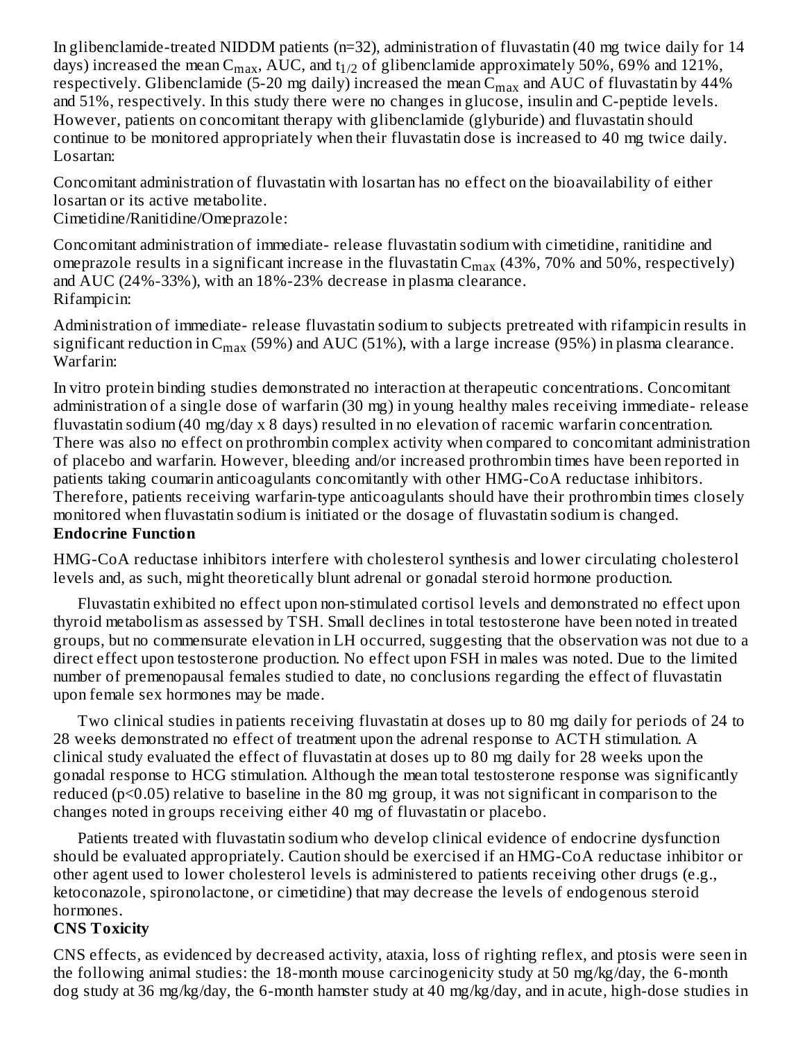In glibenclamide-treated NIDDM patients (n=32), administration of fluvastatin (40 mg twice daily for 14 days) increased the mean $C_{max}$, AUC, and $t_{1/2}$ of glibenclamide approximately 50%, 69% and 121%, respectively. Glibenclamide (5-20 mg daily) increased the mean $C_{max}$ and AUC of fluvastatin by 44% and 51%, respectively. In this study there were no changes in glucose, insulin and C-peptide levels. However, patients on concomitant therapy with glibenclamide (glyburide) and fluvastatin should continue to be monitored appropriately when their fluvastatin dose is increased to 40 mg twice daily.

Losartan:

Concomitant administration of fluvastatin with losartan has no effect on the bioavailability of either losartan or its active metabolite.

Cimetidine/Ranitidine/Omeprazole:

Concomitant administration of immediate- release fluvastatin sodium with cimetidine, ranitidine and omeprazole results in a significant increase in the fluvastatin $C_{max}$ (43%, 70% and 50%, respectively) and AUC (24%-33%), with an 18%-23% decrease in plasma clearance.

Rifampicin:

Administration of immediate- release fluvastatin sodium to subjects pretreated with rifampicin results in significant reduction in $C_{max}$ (59%) and AUC (51%), with a large increase (95%) in plasma clearance.

Warfarin:

In vitro protein binding studies demonstrated no interaction at therapeutic concentrations. Concomitant administration of a single dose of warfarin (30 mg) in young healthy males receiving immediate- release fluvastatin sodium (40 mg/day x 8 days) resulted in no elevation of racemic warfarin concentration. There was also no effect on prothrombin complex activity when compared to concomitant administration of placebo and warfarin. However, bleeding and/or increased prothrombin times have been reported in patients taking coumarin anticoagulants concomitantly with other HMG-CoA reductase inhibitors. Therefore, patients receiving warfarin-type anticoagulants should have their prothrombin times closely monitored when fluvastatin sodium is initiated or the dosage of fluvastatin sodium is changed.

**Endocrine Function**

HMG-CoA reductase inhibitors interfere with cholesterol synthesis and lower circulating cholesterol levels and, as such, might theoretically blunt adrenal or gonadal steroid hormone production.

Fluvastatin exhibited no effect upon non-stimulated cortisol levels and demonstrated no effect upon thyroid metabolism as assessed by TSH. Small declines in total testosterone have been noted in treated groups, but no commensurate elevation in LH occurred, suggesting that the observation was not due to a direct effect upon testosterone production. No effect upon FSH in males was noted. Due to the limited number of premenopausal females studied to date, no conclusions regarding the effect of fluvastatin upon female sex hormones may be made.

Two clinical studies in patients receiving fluvastatin at doses up to 80 mg daily for periods of 24 to 28 weeks demonstrated no effect of treatment upon the adrenal response to ACTH stimulation. A clinical study evaluated the effect of fluvastatin at doses up to 80 mg daily for 28 weeks upon the gonadal response to HCG stimulation. Although the mean total testosterone response was significantly reduced ($p<0.05$) relative to baseline in the 80 mg group, it was not significant in comparison to the changes noted in groups receiving either 40 mg of fluvastatin or placebo.

Patients treated with fluvastatin sodium who develop clinical evidence of endocrine dysfunction should be evaluated appropriately. Caution should be exercised if an HMG-CoA reductase inhibitor or other agent used to lower cholesterol levels is administered to patients receiving other drugs (e.g., ketoconazole, spironolactone, or cimetidine) that may decrease the levels of endogenous steroid hormones.

**CNS Toxicity**

CNS effects, as evidenced by decreased activity, ataxia, loss of righting reflex, and ptosis were seen in the following animal studies: the 18-month mouse carcinogenicity study at 50 mg/kg/day, the 6-month dog study at 36 mg/kg/day, the 6-month hamster study at 40 mg/kg/day, and in acute, high-dose studies in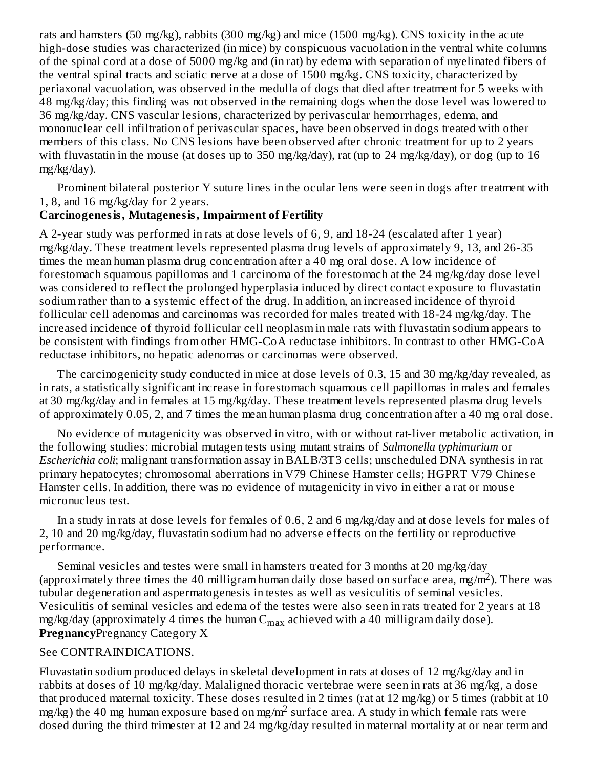rats and hamsters (50 mg/kg), rabbits (300 mg/kg) and mice (1500 mg/kg). CNS toxicity in the acute high-dose studies was characterized (in mice) by conspicuous vacuolation in the ventral white columns of the spinal cord at a dose of 5000 mg/kg and (in rat) by edema with separation of myelinated fibers of the ventral spinal tracts and sciatic nerve at a dose of 1500 mg/kg. CNS toxicity, characterized by periaxonal vacuolation, was observed in the medulla of dogs that died after treatment for 5 weeks with 48 mg/kg/day; this finding was not observed in the remaining dogs when the dose level was lowered to 36 mg/kg/day. CNS vascular lesions, characterized by perivascular hemorrhages, edema, and mononuclear cell infiltration of perivascular spaces, have been observed in dogs treated with other members of this class. No CNS lesions have been observed after chronic treatment for up to 2 years with fluvastatin in the mouse (at doses up to 350 mg/kg/day), rat (up to 24 mg/kg/day), or dog (up to 16 mg/kg/day).

Prominent bilateral posterior Y suture lines in the ocular lens were seen in dogs after treatment with 1, 8, and 16 mg/kg/day for 2 years.

**Carcinogenesis, Mutagenesis, Impairment of Fertility**

A 2-year study was performed in rats at dose levels of 6, 9, and 18-24 (escalated after 1 year) mg/kg/day. These treatment levels represented plasma drug levels of approximately 9, 13, and 26-35 times the mean human plasma drug concentration after a 40 mg oral dose. A low incidence of forestomach squamous papillomas and 1 carcinoma of the forestomach at the 24 mg/kg/day dose level was considered to reflect the prolonged hyperplasia induced by direct contact exposure to fluvastatin sodium rather than to a systemic effect of the drug. In addition, an increased incidence of thyroid follicular cell adenomas and carcinomas was recorded for males treated with 18-24 mg/kg/day. The increased incidence of thyroid follicular cell neoplasm in male rats with fluvastatin sodium appears to be consistent with findings from other HMG-CoA reductase inhibitors. In contrast to other HMG-CoA reductase inhibitors, no hepatic adenomas or carcinomas were observed.

The carcinogenicity study conducted in mice at dose levels of 0.3, 15 and 30 mg/kg/day revealed, as in rats, a statistically significant increase in forestomach squamous cell papillomas in males and females at 30 mg/kg/day and in females at 15 mg/kg/day. These treatment levels represented plasma drug levels of approximately 0.05, 2, and 7 times the mean human plasma drug concentration after a 40 mg oral dose.

No evidence of mutagenicity was observed in vitro, with or without rat-liver metabolic activation, in the following studies: microbial mutagen tests using mutant strains of *Salmonella typhimurium* or *Escherichia coli*; malignant transformation assay in BALB/3T3 cells; unscheduled DNA synthesis in rat primary hepatocytes; chromosomal aberrations in V79 Chinese Hamster cells; HGPRT V79 Chinese Hamster cells. In addition, there was no evidence of mutagenicity in vivo in either a rat or mouse micronucleus test.

In a study in rats at dose levels for females of 0.6, 2 and 6 mg/kg/day and at dose levels for males of 2, 10 and 20 mg/kg/day, fluvastatin sodium had no adverse effects on the fertility or reproductive performance.

Seminal vesicles and testes were small in hamsters treated for 3 months at 20 mg/kg/day (approximately three times the 40 milligram human daily dose based on surface area, mg/m$^2$). There was tubular degeneration and aspermatogenesis in testes as well as vesiculitis of seminal vesicles. Vesiculitis of seminal vesicles and edema of the testes were also seen in rats treated for 2 years at 18 mg/kg/day (approximately 4 times the human $C_{max}$ achieved with a 40 milligram daily dose).

**Pregnancy** Pregnancy Category X

See CONTRAINDICATIONS.

Fluvastatin sodium produced delays in skeletal development in rats at doses of 12 mg/kg/day and in rabbits at doses of 10 mg/kg/day. Malaligned thoracic vertebrae were seen in rats at 36 mg/kg, a dose that produced maternal toxicity. These doses resulted in 2 times (rat at 12 mg/kg) or 5 times (rabbit at 10 mg/kg) the 40 mg human exposure based on mg/m$^2$ surface area. A study in which female rats were dosed during the third trimester at 12 and 24 mg/kg/day resulted in maternal mortality at or near term and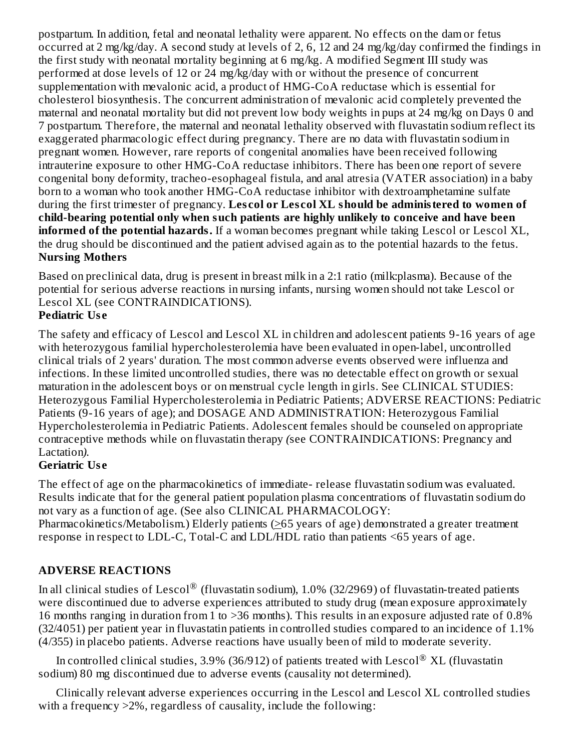postpartum. In addition, fetal and neonatal lethality were apparent. No effects on the dam or fetus occurred at 2 mg/kg/day. A second study at levels of 2, 6, 12 and 24 mg/kg/day confirmed the findings in the first study with neonatal mortality beginning at 6 mg/kg. A modified Segment III study was performed at dose levels of 12 or 24 mg/kg/day with or without the presence of concurrent supplementation with mevalonic acid, a product of HMG-CoA reductase which is essential for cholesterol biosynthesis. The concurrent administration of mevalonic acid completely prevented the maternal and neonatal mortality but did not prevent low body weights in pups at 24 mg/kg on Days 0 and 7 postpartum. Therefore, the maternal and neonatal lethality observed with fluvastatin sodium reflect its exaggerated pharmacologic effect during pregnancy. There are no data with fluvastatin sodium in pregnant women. However, rare reports of congenital anomalies have been received following intrauterine exposure to other HMG-CoA reductase inhibitors. There has been one report of severe congenital bony deformity, tracheo-esophageal fistula, and anal atresia (VATER association) in a baby born to a woman who took another HMG-CoA reductase inhibitor with dextroamphetamine sulfate during the first trimester of pregnancy. **Lescol or Lescol XL should be administered to women of child-bearing potential only when such patients are highly unlikely to conceive and have been informed of the potential hazards.** If a woman becomes pregnant while taking Lescol or Lescol XL, the drug should be discontinued and the patient advised again as to the potential hazards to the fetus.

**Nursing Mothers**

Based on preclinical data, drug is present in breast milk in a 2:1 ratio (milk:plasma). Because of the potential for serious adverse reactions in nursing infants, nursing women should not take Lescol or Lescol XL (see CONTRAINDICATIONS).

**Pediatric Use**

The safety and efficacy of Lescol and Lescol XL in children and adolescent patients 9-16 years of age with heterozygous familial hypercholesterolemia have been evaluated in open-label, uncontrolled clinical trials of 2 years' duration. The most common adverse events observed were influenza and infections. In these limited uncontrolled studies, there was no detectable effect on growth or sexual maturation in the adolescent boys or on menstrual cycle length in girls. See CLINICAL STUDIES: Heterozygous Familial Hypercholesterolemia in Pediatric Patients; ADVERSE REACTIONS: Pediatric Patients (9-16 years of age); and DOSAGE AND ADMINISTRATION: Heterozygous Familial Hypercholesterolemia in Pediatric Patients. Adolescent females should be counseled on appropriate contraceptive methods while on fluvastatin therapy *(*see CONTRAINDICATIONS: Pregnancy and Lactation*)*.

**Geriatric Use**

The effect of age on the pharmacokinetics of immediate- release fluvastatin sodium was evaluated. Results indicate that for the general patient population plasma concentrations of fluvastatin sodium do not vary as a function of age. (See also CLINICAL PHARMACOLOGY: Pharmacokinetics/Metabolism.) Elderly patients ($\geq$65 years of age) demonstrated a greater treatment response in respect to LDL-C, Total-C and LDL/HDL ratio than patients <65 years of age.

## ADVERSE REACTIONS

In all clinical studies of Lescol® (fluvastatin sodium), 1.0% (32/2969) of fluvastatin-treated patients were discontinued due to adverse experiences attributed to study drug (mean exposure approximately 16 months ranging in duration from 1 to >36 months). This results in an exposure adjusted rate of 0.8% (32/4051) per patient year in fluvastatin patients in controlled studies compared to an incidence of 1.1% (4/355) in placebo patients. Adverse reactions have usually been of mild to moderate severity.

In controlled clinical studies, 3.9% (36/912) of patients treated with Lescol® XL (fluvastatin sodium) 80 mg discontinued due to adverse events (causality not determined).

Clinically relevant adverse experiences occurring in the Lescol and Lescol XL controlled studies with a frequency >2%, regardless of causality, include the following: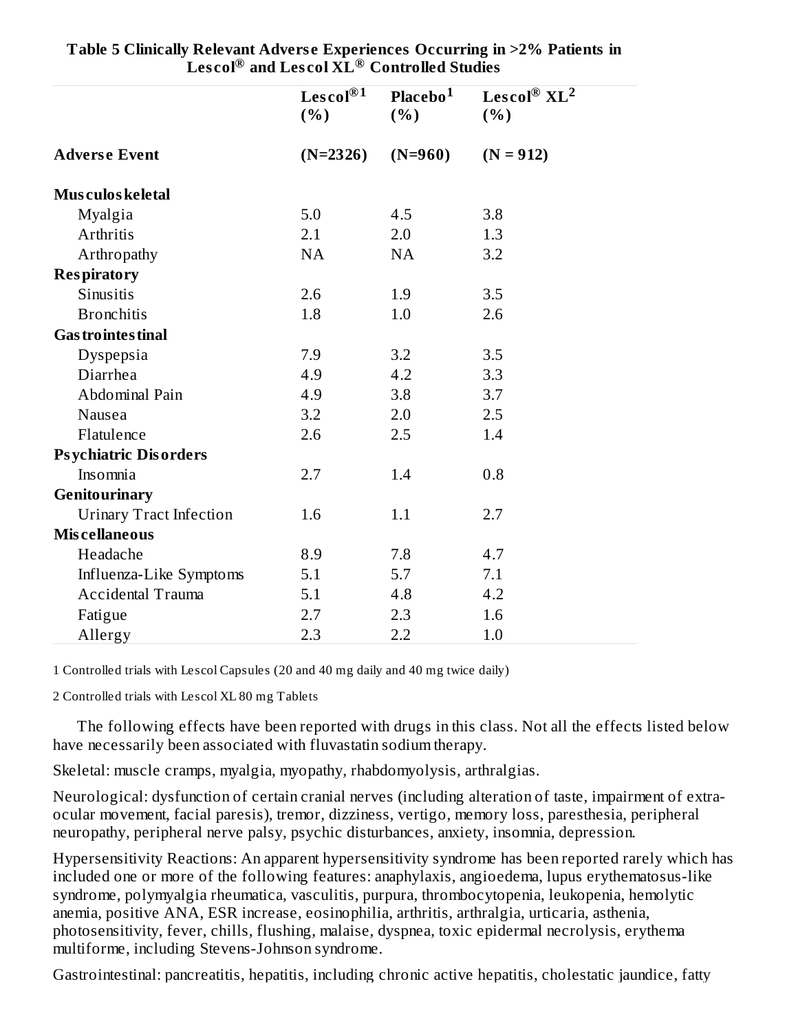**Table 5 Clinically Relevant Adverse Experiences Occurring in >2% Patients in Lescol® and Lescol XL® Controlled Studies**

| Adverse Event | Lescol®[1] (%) (N=2326) | Placebo[1] (%) (N=960) | Lescol® XL[2] (%) (N = 912) |
|---|---|---|---|
| **Musculoskeletal** | | | |
| Myalgia | 5.0 | 4.5 | 3.8 |
| Arthritis | 2.1 | 2.0 | 1.3 |
| Arthropathy | NA | NA | 3.2 |
| **Respiratory** | | | |
| Sinusitis | 2.6 | 1.9 | 3.5 |
| Bronchitis | 1.8 | 1.0 | 2.6 |
| **Gastrointestinal** | | | |
| Dyspepsia | 7.9 | 3.2 | 3.5 |
| Diarrhea | 4.9 | 4.2 | 3.3 |
| Abdominal Pain | 4.9 | 3.8 | 3.7 |
| Nausea | 3.2 | 2.0 | 2.5 |
| Flatulence | 2.6 | 2.5 | 1.4 |
| **Psychiatric Disorders** | | | |
| Insomnia | 2.7 | 1.4 | 0.8 |
| **Genitourinary** | | | |
| Urinary Tract Infection | 1.6 | 1.1 | 2.7 |
| **Miscellaneous** | | | |
| Headache | 8.9 | 7.8 | 4.7 |
| Influenza-Like Symptoms | 5.1 | 5.7 | 7.1 |
| Accidental Trauma | 5.1 | 4.8 | 4.2 |
| Fatigue | 2.7 | 2.3 | 1.6 |
| Allergy | 2.3 | 2.2 | 1.0 |

1 Controlled trials with Lescol Capsules (20 and 40 mg daily and 40 mg twice daily)

2 Controlled trials with Lescol XL 80 mg Tablets

The following effects have been reported with drugs in this class. Not all the effects listed below have necessarily been associated with fluvastatin sodium therapy.

Skeletal: muscle cramps, myalgia, myopathy, rhabdomyolysis, arthralgias.

Neurological: dysfunction of certain cranial nerves (including alteration of taste, impairment of extra-ocular movement, facial paresis), tremor, dizziness, vertigo, memory loss, paresthesia, peripheral neuropathy, peripheral nerve palsy, psychic disturbances, anxiety, insomnia, depression.

Hypersensitivity Reactions: An apparent hypersensitivity syndrome has been reported rarely which has included one or more of the following features: anaphylaxis, angioedema, lupus erythematosus-like syndrome, polymyalgia rheumatica, vasculitis, purpura, thrombocytopenia, leukopenia, hemolytic anemia, positive ANA, ESR increase, eosinophilia, arthritis, arthralgia, urticaria, asthenia, photosensitivity, fever, chills, flushing, malaise, dyspnea, toxic epidermal necrolysis, erythema multiforme, including Stevens-Johnson syndrome.

Gastrointestinal: pancreatitis, hepatitis, including chronic active hepatitis, cholestatic jaundice, fatty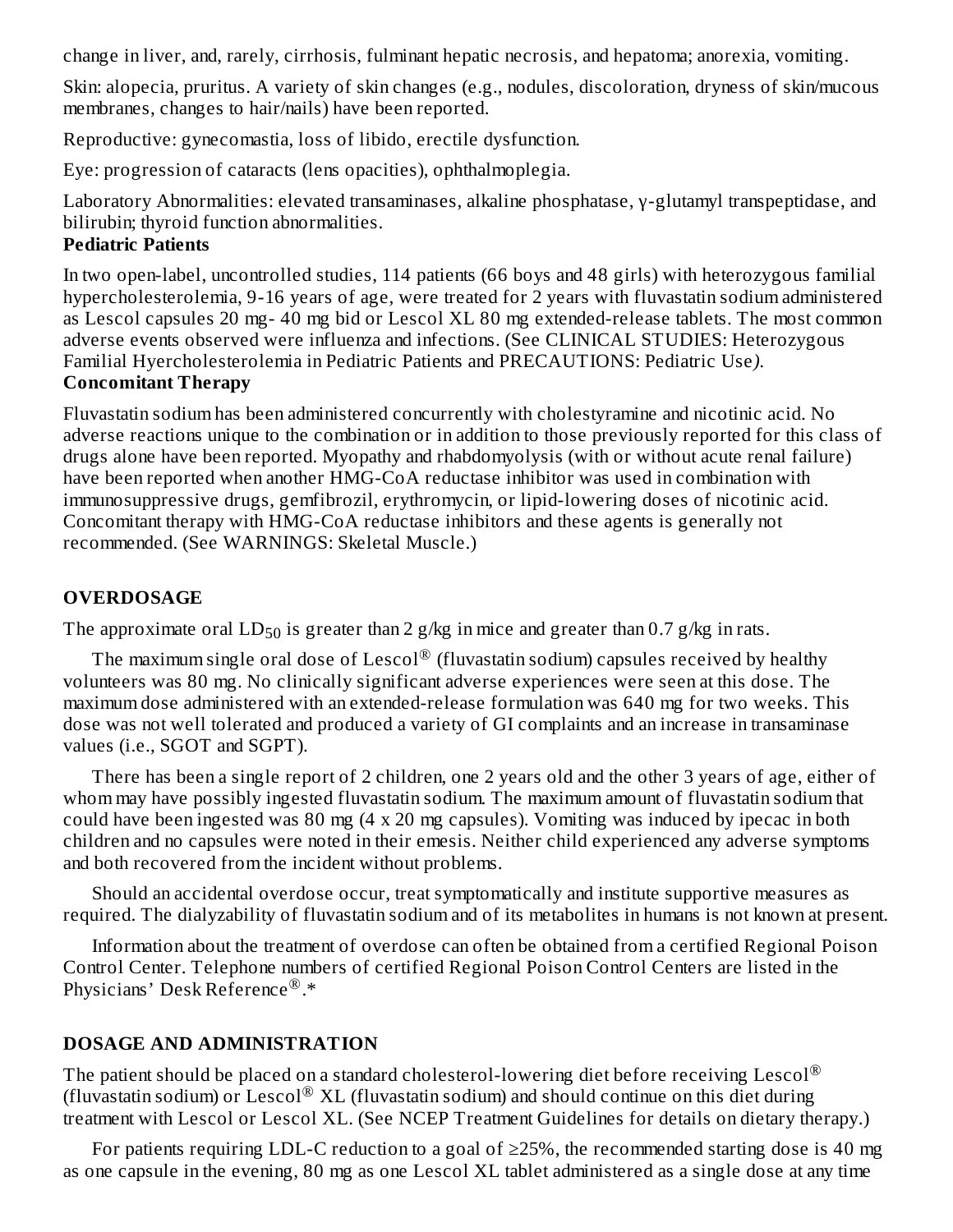change in liver, and, rarely, cirrhosis, fulminant hepatic necrosis, and hepatoma; anorexia, vomiting.

Skin: alopecia, pruritus. A variety of skin changes (e.g., nodules, discoloration, dryness of skin/mucous membranes, changes to hair/nails) have been reported.

Reproductive: gynecomastia, loss of libido, erectile dysfunction.

Eye: progression of cataracts (lens opacities), ophthalmoplegia.

Laboratory Abnormalities: elevated transaminases, alkaline phosphatase, γ-glutamyl transpeptidase, and bilirubin; thyroid function abnormalities.

**Pediatric Patients**

In two open-label, uncontrolled studies, 114 patients (66 boys and 48 girls) with heterozygous familial hypercholesterolemia, 9-16 years of age, were treated for 2 years with fluvastatin sodium administered as Lescol capsules 20 mg- 40 mg bid or Lescol XL 80 mg extended-release tablets. The most common adverse events observed were influenza and infections. (See CLINICAL STUDIES: Heterozygous Familial Hyercholesterolemia in Pediatric Patients and PRECAUTIONS: Pediatric Use*)*.

**Concomitant Therapy**

Fluvastatin sodium has been administered concurrently with cholestyramine and nicotinic acid. No adverse reactions unique to the combination or in addition to those previously reported for this class of drugs alone have been reported. Myopathy and rhabdomyolysis (with or without acute renal failure) have been reported when another HMG-CoA reductase inhibitor was used in combination with immunosuppressive drugs, gemfibrozil, erythromycin, or lipid-lowering doses of nicotinic acid. Concomitant therapy with HMG-CoA reductase inhibitors and these agents is generally not recommended. (See WARNINGS: Skeletal Muscle.)

## OVERDOSAGE

The approximate oral $LD_{50}$ is greater than 2 g/kg in mice and greater than 0.7 g/kg in rats.

The maximum single oral dose of Lescol® (fluvastatin sodium) capsules received by healthy volunteers was 80 mg. No clinically significant adverse experiences were seen at this dose. The maximum dose administered with an extended-release formulation was 640 mg for two weeks. This dose was not well tolerated and produced a variety of GI complaints and an increase in transaminase values (i.e., SGOT and SGPT).

There has been a single report of 2 children, one 2 years old and the other 3 years of age, either of whom may have possibly ingested fluvastatin sodium. The maximum amount of fluvastatin sodium that could have been ingested was 80 mg (4 x 20 mg capsules). Vomiting was induced by ipecac in both children and no capsules were noted in their emesis. Neither child experienced any adverse symptoms and both recovered from the incident without problems.

Should an accidental overdose occur, treat symptomatically and institute supportive measures as required. The dialyzability of fluvastatin sodium and of its metabolites in humans is not known at present.

Information about the treatment of overdose can often be obtained from a certified Regional Poison Control Center. Telephone numbers of certified Regional Poison Control Centers are listed in the Physicians' Desk Reference®.*

## DOSAGE AND ADMINISTRATION

The patient should be placed on a standard cholesterol-lowering diet before receiving Lescol® (fluvastatin sodium) or Lescol® XL (fluvastatin sodium) and should continue on this diet during treatment with Lescol or Lescol XL. (See NCEP Treatment Guidelines for details on dietary therapy.)

For patients requiring LDL-C reduction to a goal of ≥25%, the recommended starting dose is 40 mg as one capsule in the evening, 80 mg as one Lescol XL tablet administered as a single dose at any time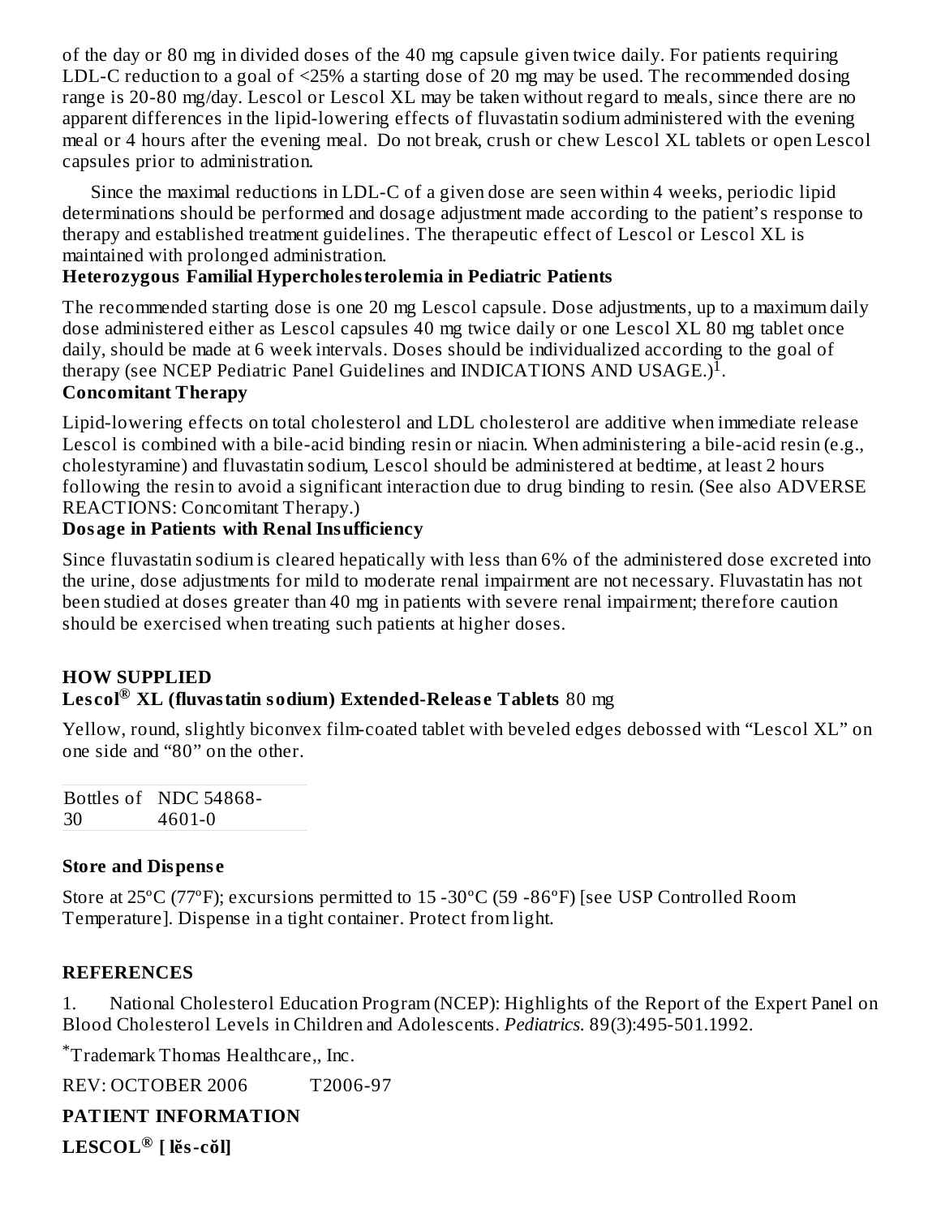of the day or 80 mg in divided doses of the 40 mg capsule given twice daily. For patients requiring LDL-C reduction to a goal of <25% a starting dose of 20 mg may be used. The recommended dosing range is 20-80 mg/day. Lescol or Lescol XL may be taken without regard to meals, since there are no apparent differences in the lipid-lowering effects of fluvastatin sodium administered with the evening meal or 4 hours after the evening meal. Do not break, crush or chew Lescol XL tablets or open Lescol capsules prior to administration.

Since the maximal reductions in LDL-C of a given dose are seen within 4 weeks, periodic lipid determinations should be performed and dosage adjustment made according to the patient's response to therapy and established treatment guidelines. The therapeutic effect of Lescol or Lescol XL is maintained with prolonged administration.

### Heterozygous Familial Hypercholesterolemia in Pediatric Patients

The recommended starting dose is one 20 mg Lescol capsule. Dose adjustments, up to a maximum daily dose administered either as Lescol capsules 40 mg twice daily or one Lescol XL 80 mg tablet once daily, should be made at 6 week intervals. Doses should be individualized according to the goal of therapy (see NCEP Pediatric Panel Guidelines and INDICATIONS AND USAGE.)[1].

### Concomitant Therapy

Lipid-lowering effects on total cholesterol and LDL cholesterol are additive when immediate release Lescol is combined with a bile-acid binding resin or niacin. When administering a bile-acid resin (e.g., cholestyramine) and fluvastatin sodium, Lescol should be administered at bedtime, at least 2 hours following the resin to avoid a significant interaction due to drug binding to resin. (See also ADVERSE REACTIONS: Concomitant Therapy.)

### Dosage in Patients with Renal Insufficiency

Since fluvastatin sodium is cleared hepatically with less than 6% of the administered dose excreted into the urine, dose adjustments for mild to moderate renal impairment are not necessary. Fluvastatin has not been studied at doses greater than 40 mg in patients with severe renal impairment; therefore caution should be exercised when treating such patients at higher doses.

## HOW SUPPLIED

**Lescol® XL (fluvastatin sodium) Extended-Release Tablets** 80 mg

Yellow, round, slightly biconvex film-coated tablet with beveled edges debossed with "Lescol XL" on one side and "80" on the other.

| Bottles of 30 | NDC 54868-4601-0 |
|---|---|

### Store and Dispense

Store at 25ºC (77ºF); excursions permitted to 15 -30ºC (59 -86ºF) [see USP Controlled Room Temperature]. Dispense in a tight container. Protect from light.

## REFERENCES

1. National Cholesterol Education Program (NCEP): Highlights of the Report of the Expert Panel on Blood Cholesterol Levels in Children and Adolescents. *Pediatrics.* 89(3):495-501.1992.

*Trademark Thomas Healthcare,, Inc.

REV: OCTOBER 2006 T2006-97

## PATIENT INFORMATION

**LESCOL® [ lĕs-cŏl]**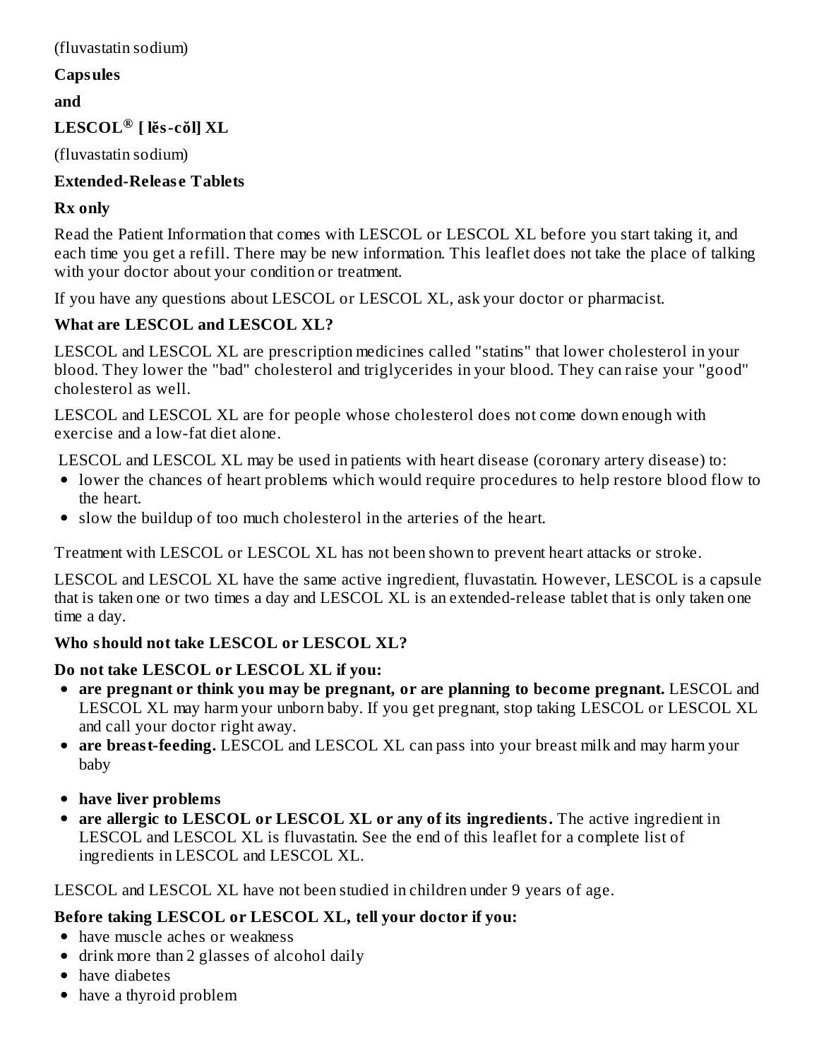(fluvastatin sodium)

**Capsules**

**and**

**LESCOL® [ lĕs-cŏl] XL**

(fluvastatin sodium)

**Extended-Release Tablets**

**Rx only**

Read the Patient Information that comes with LESCOL or LESCOL XL before you start taking it, and each time you get a refill. There may be new information. This leaflet does not take the place of talking with your doctor about your condition or treatment.

If you have any questions about LESCOL or LESCOL XL, ask your doctor or pharmacist.

**What are LESCOL and LESCOL XL?**

LESCOL and LESCOL XL are prescription medicines called "statins" that lower cholesterol in your blood. They lower the "bad" cholesterol and triglycerides in your blood. They can raise your "good" cholesterol as well.

LESCOL and LESCOL XL are for people whose cholesterol does not come down enough with exercise and a low-fat diet alone.

LESCOL and LESCOL XL may be used in patients with heart disease (coronary artery disease) to:

- lower the chances of heart problems which would require procedures to help restore blood flow to the heart.
- slow the buildup of too much cholesterol in the arteries of the heart.

Treatment with LESCOL or LESCOL XL has not been shown to prevent heart attacks or stroke.

LESCOL and LESCOL XL have the same active ingredient, fluvastatin. However, LESCOL is a capsule that is taken one or two times a day and LESCOL XL is an extended-release tablet that is only taken one time a day.

**Who should not take LESCOL or LESCOL XL?**

**Do not take LESCOL or LESCOL XL if you:**

- **are pregnant or think you may be pregnant, or are planning to become pregnant.** LESCOL and LESCOL XL may harm your unborn baby. If you get pregnant, stop taking LESCOL or LESCOL XL and call your doctor right away.
- **are breast-feeding.** LESCOL and LESCOL XL can pass into your breast milk and may harm your baby
- **have liver problems**
- **are allergic to LESCOL or LESCOL XL or any of its ingredients.** The active ingredient in LESCOL and LESCOL XL is fluvastatin. See the end of this leaflet for a complete list of ingredients in LESCOL and LESCOL XL.

LESCOL and LESCOL XL have not been studied in children under 9 years of age.

**Before taking LESCOL or LESCOL XL, tell your doctor if you:**

- have muscle aches or weakness
- drink more than 2 glasses of alcohol daily
- have diabetes
- have a thyroid problem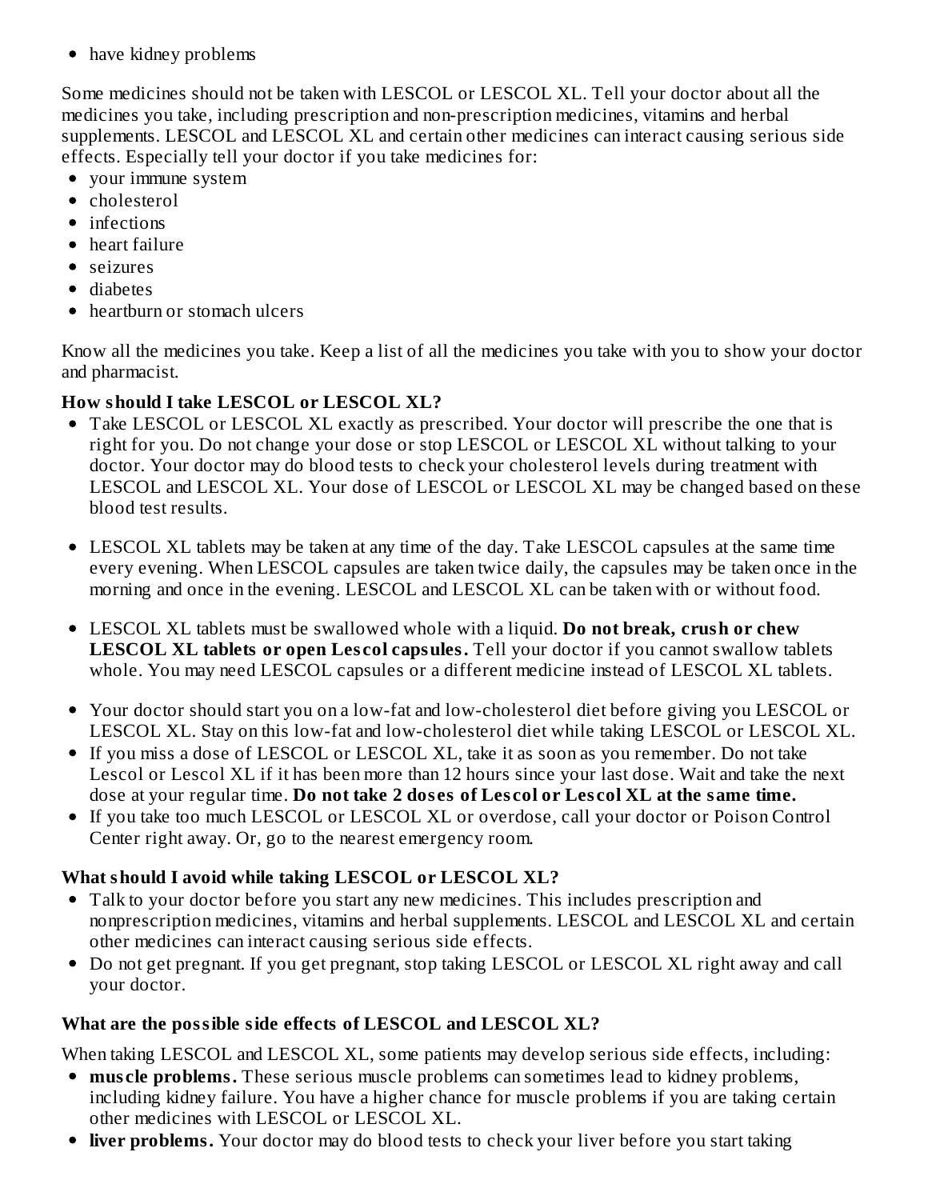- have kidney problems

Some medicines should not be taken with LESCOL or LESCOL XL. Tell your doctor about all the medicines you take, including prescription and non-prescription medicines, vitamins and herbal supplements. LESCOL and LESCOL XL and certain other medicines can interact causing serious side effects. Especially tell your doctor if you take medicines for:

- your immune system
- cholesterol
- infections
- heart failure
- seizures
- diabetes
- heartburn or stomach ulcers

Know all the medicines you take. Keep a list of all the medicines you take with you to show your doctor and pharmacist.

**How should I take LESCOL or LESCOL XL?**

- Take LESCOL or LESCOL XL exactly as prescribed. Your doctor will prescribe the one that is right for you. Do not change your dose or stop LESCOL or LESCOL XL without talking to your doctor. Your doctor may do blood tests to check your cholesterol levels during treatment with LESCOL and LESCOL XL. Your dose of LESCOL or LESCOL XL may be changed based on these blood test results.
- LESCOL XL tablets may be taken at any time of the day. Take LESCOL capsules at the same time every evening. When LESCOL capsules are taken twice daily, the capsules may be taken once in the morning and once in the evening. LESCOL and LESCOL XL can be taken with or without food.
- LESCOL XL tablets must be swallowed whole with a liquid. **Do not break, crush or chew LESCOL XL tablets or open Lescol capsules.** Tell your doctor if you cannot swallow tablets whole. You may need LESCOL capsules or a different medicine instead of LESCOL XL tablets.
- Your doctor should start you on a low-fat and low-cholesterol diet before giving you LESCOL or LESCOL XL. Stay on this low-fat and low-cholesterol diet while taking LESCOL or LESCOL XL.
- If you miss a dose of LESCOL or LESCOL XL, take it as soon as you remember. Do not take Lescol or Lescol XL if it has been more than 12 hours since your last dose. Wait and take the next dose at your regular time. **Do not take 2 doses of Lescol or Lescol XL at the same time.**
- If you take too much LESCOL or LESCOL XL or overdose, call your doctor or Poison Control Center right away. Or, go to the nearest emergency room.

**What should I avoid while taking LESCOL or LESCOL XL?**

- Talk to your doctor before you start any new medicines. This includes prescription and nonprescription medicines, vitamins and herbal supplements. LESCOL and LESCOL XL and certain other medicines can interact causing serious side effects.
- Do not get pregnant. If you get pregnant, stop taking LESCOL or LESCOL XL right away and call your doctor.

**What are the possible side effects of LESCOL and LESCOL XL?**

When taking LESCOL and LESCOL XL, some patients may develop serious side effects, including:

- **muscle problems.** These serious muscle problems can sometimes lead to kidney problems, including kidney failure. You have a higher chance for muscle problems if you are taking certain other medicines with LESCOL or LESCOL XL.
- **liver problems.** Your doctor may do blood tests to check your liver before you start taking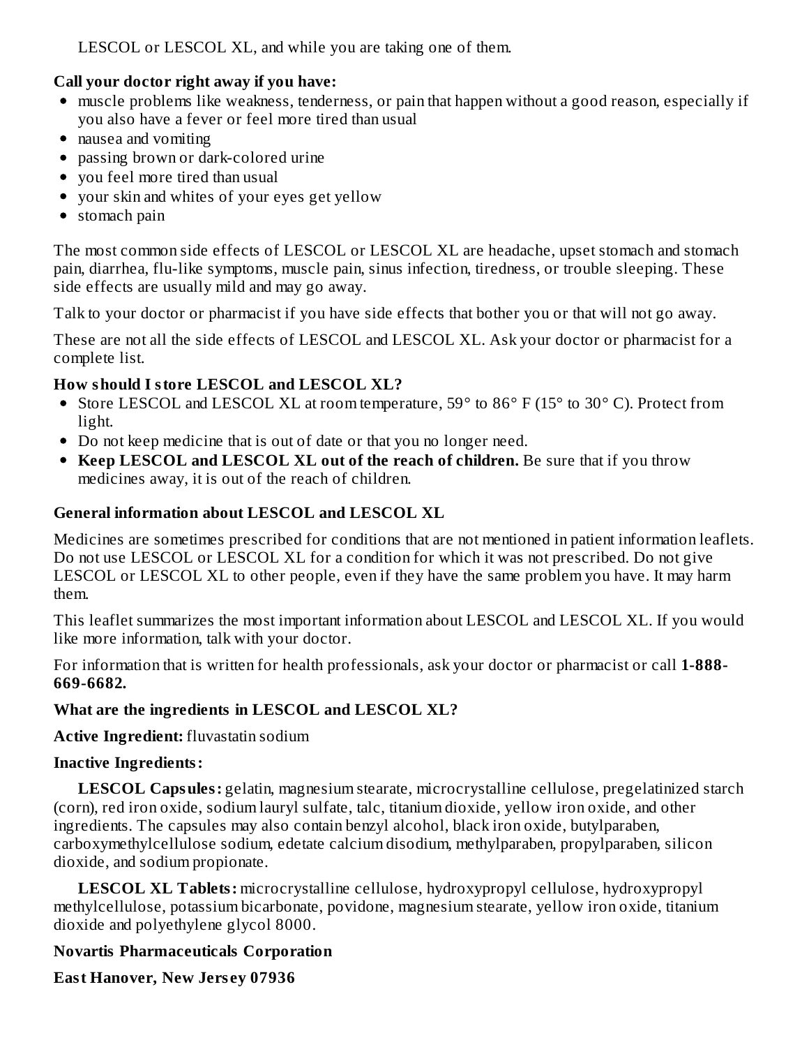LESCOL or LESCOL XL, and while you are taking one of them.

**Call your doctor right away if you have:**

- muscle problems like weakness, tenderness, or pain that happen without a good reason, especially if you also have a fever or feel more tired than usual
- nausea and vomiting
- passing brown or dark-colored urine
- you feel more tired than usual
- your skin and whites of your eyes get yellow
- stomach pain

The most common side effects of LESCOL or LESCOL XL are headache, upset stomach and stomach pain, diarrhea, flu-like symptoms, muscle pain, sinus infection, tiredness, or trouble sleeping. These side effects are usually mild and may go away.

Talk to your doctor or pharmacist if you have side effects that bother you or that will not go away.

These are not all the side effects of LESCOL and LESCOL XL. Ask your doctor or pharmacist for a complete list.

**How should I store LESCOL and LESCOL XL?**

- Store LESCOL and LESCOL XL at room temperature, 59° to 86° F (15° to 30° C). Protect from light.
- Do not keep medicine that is out of date or that you no longer need.
- **Keep LESCOL and LESCOL XL out of the reach of children.** Be sure that if you throw medicines away, it is out of the reach of children.

**General information about LESCOL and LESCOL XL**

Medicines are sometimes prescribed for conditions that are not mentioned in patient information leaflets. Do not use LESCOL or LESCOL XL for a condition for which it was not prescribed. Do not give LESCOL or LESCOL XL to other people, even if they have the same problem you have. It may harm them.

This leaflet summarizes the most important information about LESCOL and LESCOL XL. If you would like more information, talk with your doctor.

For information that is written for health professionals, ask your doctor or pharmacist or call **1-888-669-6682.**

**What are the ingredients in LESCOL and LESCOL XL?**

**Active Ingredient:** fluvastatin sodium

**Inactive Ingredients:**

**LESCOL Capsules:** gelatin, magnesium stearate, microcrystalline cellulose, pregelatinized starch (corn), red iron oxide, sodium lauryl sulfate, talc, titanium dioxide, yellow iron oxide, and other ingredients. The capsules may also contain benzyl alcohol, black iron oxide, butylparaben, carboxymethylcellulose sodium, edetate calcium disodium, methylparaben, propylparaben, silicon dioxide, and sodium propionate.

**LESCOL XL Tablets:** microcrystalline cellulose, hydroxypropyl cellulose, hydroxypropyl methylcellulose, potassium bicarbonate, povidone, magnesium stearate, yellow iron oxide, titanium dioxide and polyethylene glycol 8000.

**Novartis Pharmaceuticals Corporation**

**East Hanover, New Jersey 07936**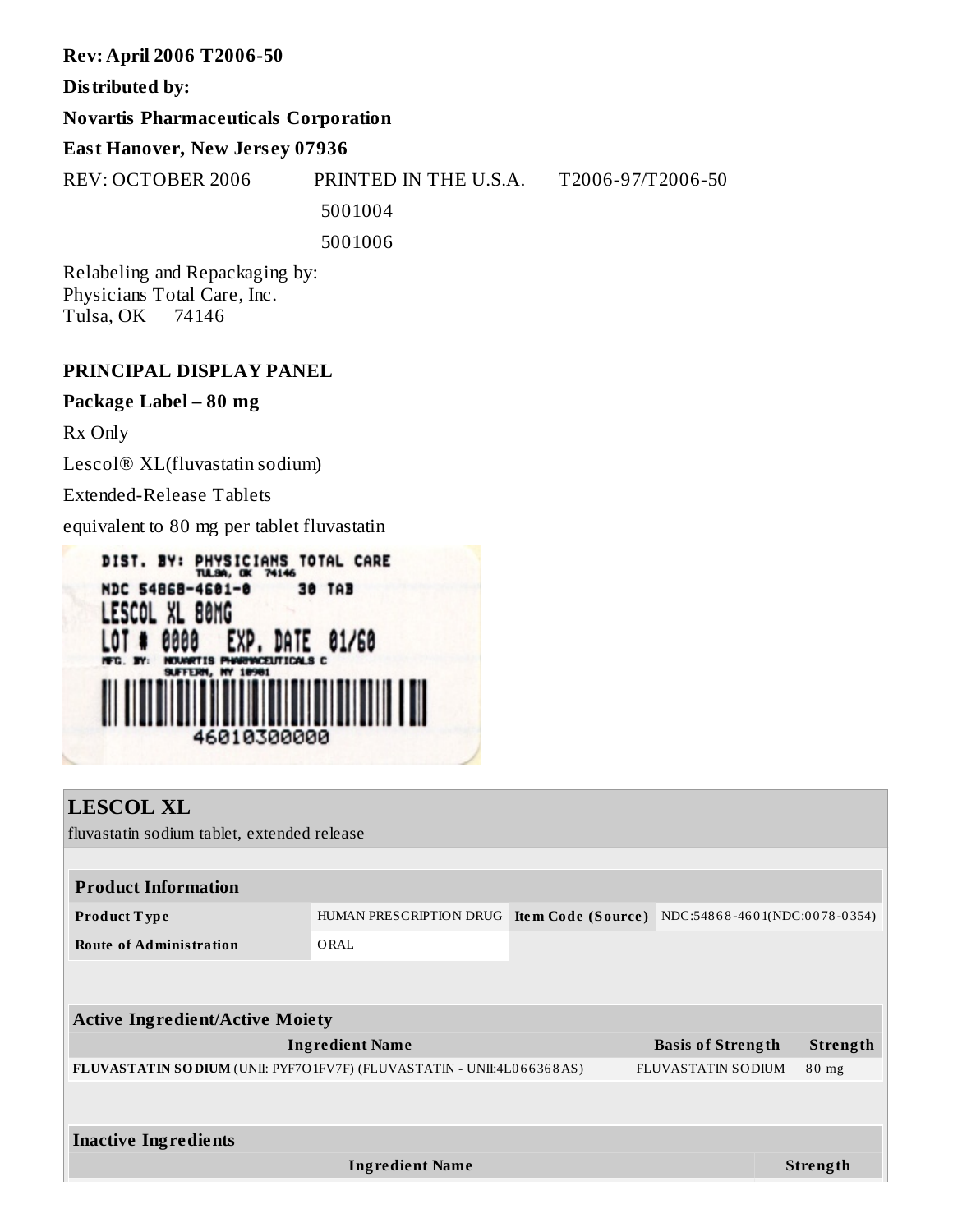**Rev: April 2006 T2006-50**

**Distributed by:**

**Novartis Pharmaceuticals Corporation**

**East Hanover, New Jersey 07936**

REV: OCTOBER 2006 PRINTED IN THE U.S.A. T2006-97/T2006-50

5001004

5001006

Relabeling and Repackaging by:
Physicians Total Care, Inc.
Tulsa, OK 74146

**PRINCIPAL DISPLAY PANEL**

**Package Label – 80 mg**

Rx Only

Lescol® XL(fluvastatin sodium)

Extended-Release Tablets

equivalent to 80 mg per tablet fluvastatin

DIST. BY: PHYSICIANS TOTAL CARE
TULSA, OK 74146
NDC 54868-4601-0 30 TAB
LESCOL XL 80MG
LOT # 0000 EXP. DATE 01/60
MFG. BY: NOVARTIS PHARMACEUTICALS C
SUFFERN, NY 10901
46010300000

**LESCOL XL**

fluvastatin sodium tablet, extended release

| Product Information | | | |
|---|---|---|---|
| **Product Type** | HUMAN PRESCRIPTION DRUG | **Item Code (Source)** | NDC:54868-4601(NDC:0078-0354) |
| **Route of Administration** | ORAL | | |

| Active Ingredient/Active Moiety | | |
|---|---|---|
| **Ingredient Name** | **Basis of Strength** | **Strength** |
| **FLUVASTATIN SODIUM** (UNII: PYF7O1FV7F) (FLUVASTATIN - UNII:4L066368AS) | FLUVASTATIN SODIUM | 80 mg |

| Inactive Ingredients | |
|---|---|
| **Ingredient Name** | **Strength** |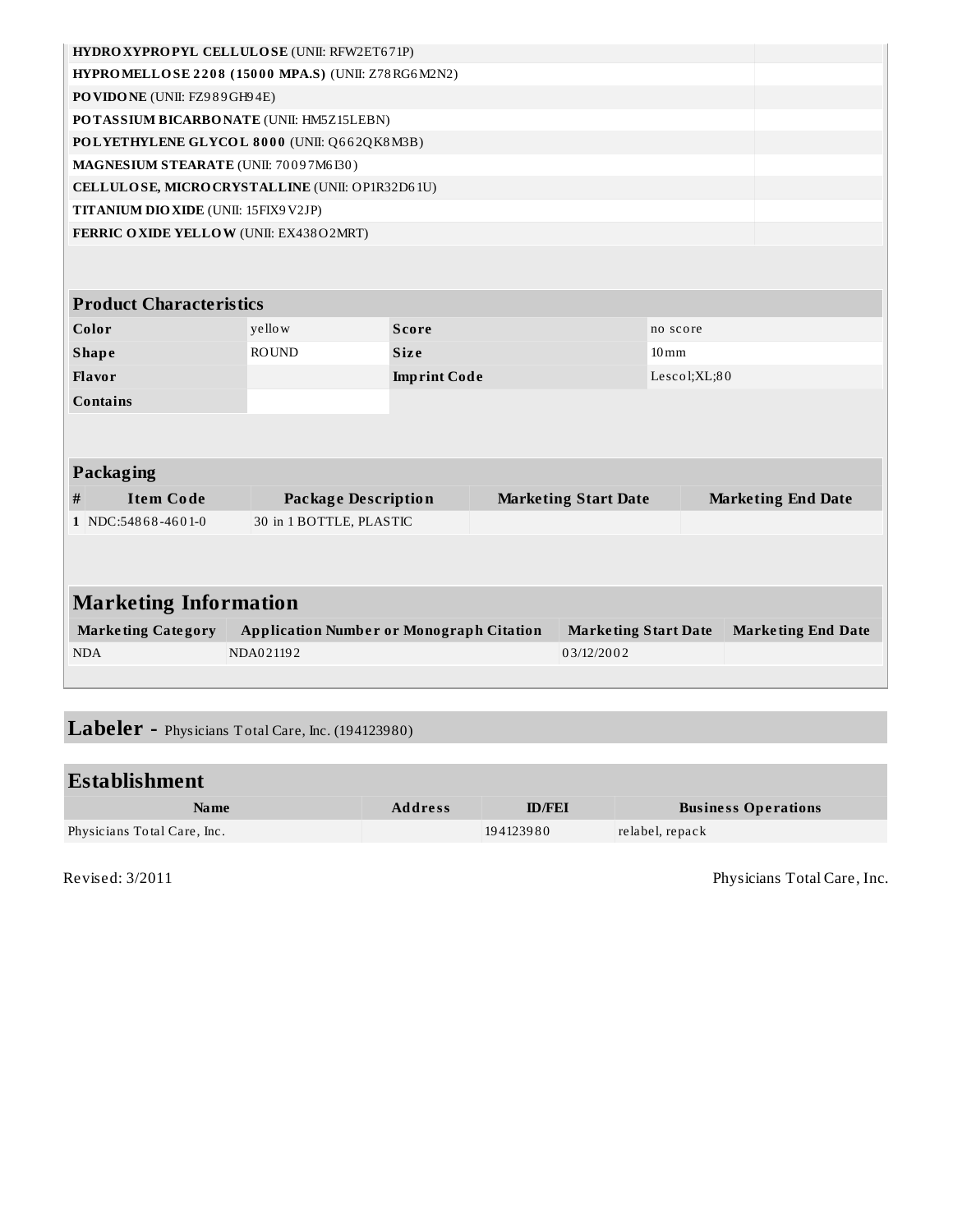| | |
|---|---|
| **HYDROXYPROPYL CELLULOSE** (UNII: RFW2ET671P) | |
| **HYPROMELLOSE 2208 (15000 MPA.S)** (UNII: Z78RG6M2N2) | |
| **POVIDONE** (UNII: FZ989GH94E) | |
| **POTASSIUM BICARBONATE** (UNII: HM5Z15LEBN) | |
| **POLYETHYLENE GLYCOL 8000** (UNII: Q662QK8M3B) | |
| **MAGNESIUM STEARATE** (UNII: 70097M6I30) | |
| **CELLULOSE, MICROCRYSTALLINE** (UNII: OP1R32D61U) | |
| **TITANIUM DIOXIDE** (UNII: 15FIX9V2JP) | |
| **FERRIC OXIDE YELLOW** (UNII: EX438O2MRT) | |

| Product Characteristics | | | |
|---|---|---|---|
| **Color** | yellow | **Score** | no score |
| **Shape** | ROUND | **Size** | 10mm |
| **Flavor** | | **Imprint Code** | Lescol;XL;80 |
| **Contains** | | | |

**Packaging**

| # | Item Code | Package Description | Marketing Start Date | Marketing End Date |
|---|---|---|---|---|
| 1 | NDC:54868-4601-0 | 30 in 1 BOTTLE, PLASTIC | | |

## Marketing Information

| Marketing Category | Application Number or Monograph Citation | Marketing Start Date | Marketing End Date |
|---|---|---|---|
| NDA | NDA021192 | 03/12/2002 | |

## Labeler - Physicians Total Care, Inc. (194123980)

## Establishment

| Name | Address | ID/FEI | Business Operations |
|---|---|---|---|
| Physicians Total Care, Inc. | | 194123980 | relabel, repack |

Revised: 3/2011

Physicians Total Care, Inc.